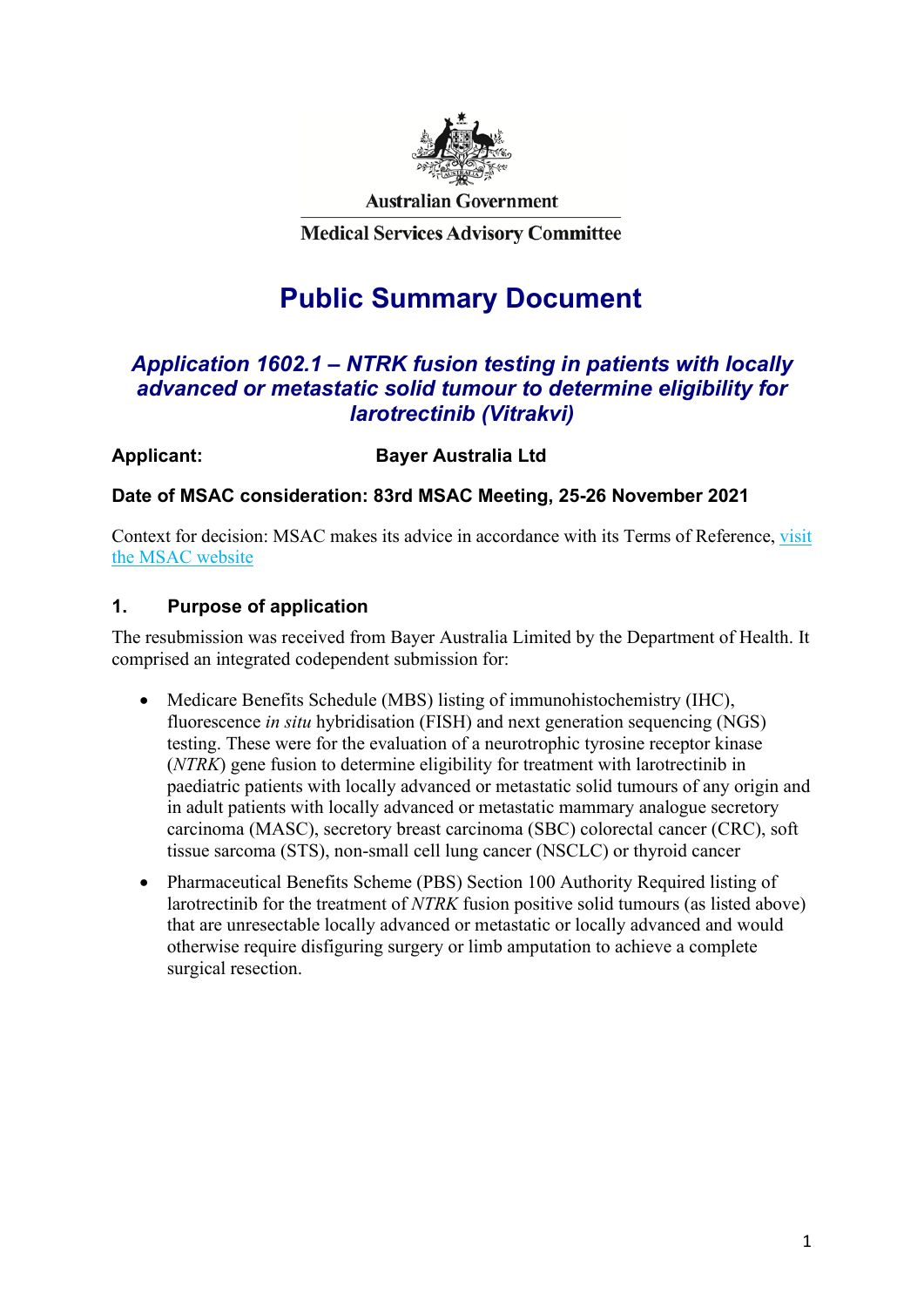Australian Government

Medical Services Advisory Committee

# Public Summary Document

## *Application 1602.1 – NTRK fusion testing in patients with locally advanced or metastatic solid tumour to determine eligibility for larotrectinib (Vitrakvi)*

**Applicant:** **Bayer Australia Ltd**

**Date of MSAC consideration: 83rd MSAC Meeting, 25-26 November 2021**

Context for decision: MSAC makes its advice in accordance with its Terms of Reference, visit the MSAC website

### 1. Purpose of application

The resubmission was received from Bayer Australia Limited by the Department of Health. It comprised an integrated codependent submission for:

- Medicare Benefits Schedule (MBS) listing of immunohistochemistry (IHC), fluorescence *in situ* hybridisation (FISH) and next generation sequencing (NGS) testing. These were for the evaluation of a neurotrophic tyrosine receptor kinase (*NTRK*) gene fusion to determine eligibility for treatment with larotrectinib in paediatric patients with locally advanced or metastatic solid tumours of any origin and in adult patients with locally advanced or metastatic mammary analogue secretory carcinoma (MASC), secretory breast carcinoma (SBC) colorectal cancer (CRC), soft tissue sarcoma (STS), non-small cell lung cancer (NSCLC) or thyroid cancer
- Pharmaceutical Benefits Scheme (PBS) Section 100 Authority Required listing of larotrectinib for the treatment of *NTRK* fusion positive solid tumours (as listed above) that are unresectable locally advanced or metastatic or locally advanced and would otherwise require disfiguring surgery or limb amputation to achieve a complete surgical resection.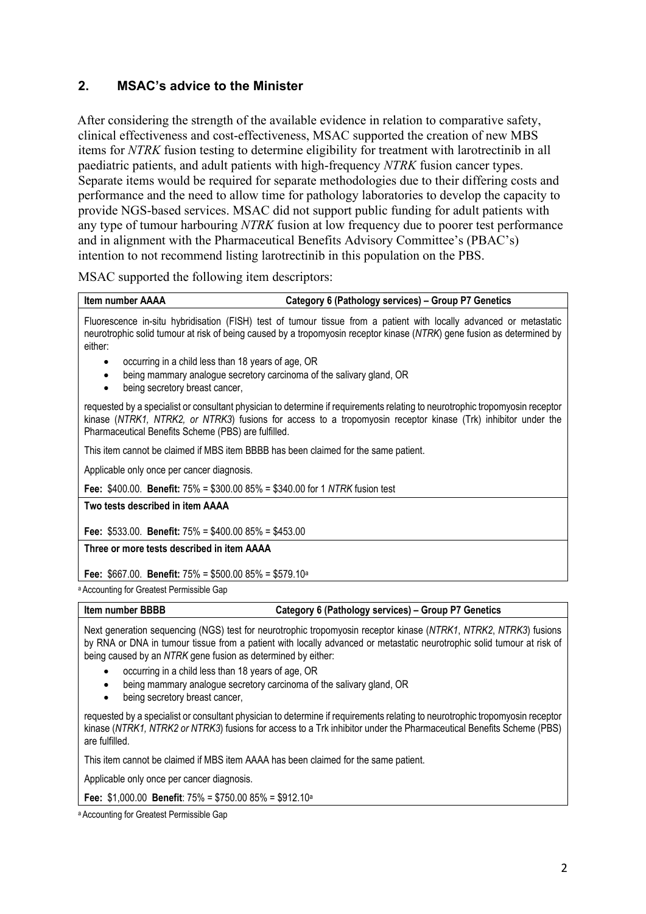## 2. MSAC's advice to the Minister

After considering the strength of the available evidence in relation to comparative safety, clinical effectiveness and cost-effectiveness, MSAC supported the creation of new MBS items for *NTRK* fusion testing to determine eligibility for treatment with larotrectinib in all paediatric patients, and adult patients with high-frequency *NTRK* fusion cancer types. Separate items would be required for separate methodologies due to their differing costs and performance and the need to allow time for pathology laboratories to develop the capacity to provide NGS-based services. MSAC did not support public funding for adult patients with any type of tumour harbouring *NTRK* fusion at low frequency due to poorer test performance and in alignment with the Pharmaceutical Benefits Advisory Committee's (PBAC's) intention to not recommend listing larotrectinib in this population on the PBS.

MSAC supported the following item descriptors:

| **Item number AAAA** | **Category 6 (Pathology services) – Group P7 Genetics** |
|---|---|
| Fluorescence in-situ hybridisation (FISH) test of tumour tissue from a patient with locally advanced or metastatic neurotrophic solid tumour at risk of being caused by a tropomyosin receptor kinase (*NTRK*) gene fusion as determined by either:<br>• occurring in a child less than 18 years of age, OR<br>• being mammary analogue secretory carcinoma of the salivary gland, OR<br>• being secretory breast cancer,<br><br>requested by a specialist or consultant physician to determine if requirements relating to neurotrophic tropomyosin receptor kinase (*NTRK1, NTRK2, or NTRK3*) fusions for access to a tropomyosin receptor kinase (Trk) inhibitor under the Pharmaceutical Benefits Scheme (PBS) are fulfilled.<br><br>This item cannot be claimed if MBS item BBBB has been claimed for the same patient.<br><br>Applicable only once per cancer diagnosis.<br><br>**Fee:** \$400.00. **Benefit:** 75% = \$300.00 85% = \$340.00 for 1 *NTRK* fusion test | |
| **Two tests described in item AAAA**<br><br>**Fee:** \$533.00. **Benefit:** 75% = \$400.00 85% = \$453.00 | |
| **Three or more tests described in item AAAA**<br><br>**Fee:** \$667.00. **Benefit:** 75% = \$500.00 85% = \$579.10[a] | |

[a] Accounting for Greatest Permissible Gap

| **Item number BBBB** | **Category 6 (Pathology services) – Group P7 Genetics** |
|---|---|
| Next generation sequencing (NGS) test for neurotrophic tropomyosin receptor kinase (*NTRK1*, *NTRK2*, *NTRK3*) fusions by RNA or DNA in tumour tissue from a patient with locally advanced or metastatic neurotrophic solid tumour at risk of being caused by an *NTRK* gene fusion as determined by either:<br>• occurring in a child less than 18 years of age, OR<br>• being mammary analogue secretory carcinoma of the salivary gland, OR<br>• being secretory breast cancer,<br><br>requested by a specialist or consultant physician to determine if requirements relating to neurotrophic tropomyosin receptor kinase (*NTRK1, NTRK2 or NTRK3*) fusions for access to a Trk inhibitor under the Pharmaceutical Benefits Scheme (PBS) are fulfilled.<br><br>This item cannot be claimed if MBS item AAAA has been claimed for the same patient.<br><br>Applicable only once per cancer diagnosis.<br><br>**Fee:** \$1,000.00 **Benefit**: 75% = \$750.00 85% = \$912.10[a] | |

[a] Accounting for Greatest Permissible Gap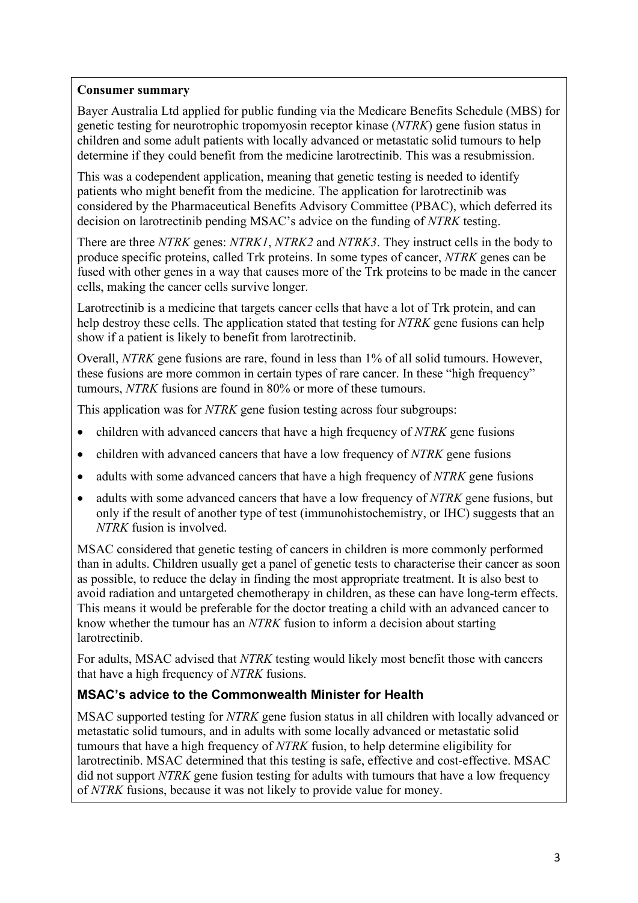**Consumer summary**

Bayer Australia Ltd applied for public funding via the Medicare Benefits Schedule (MBS) for genetic testing for neurotrophic tropomyosin receptor kinase (*NTRK*) gene fusion status in children and some adult patients with locally advanced or metastatic solid tumours to help determine if they could benefit from the medicine larotrectinib. This was a resubmission.

This was a codependent application, meaning that genetic testing is needed to identify patients who might benefit from the medicine. The application for larotrectinib was considered by the Pharmaceutical Benefits Advisory Committee (PBAC), which deferred its decision on larotrectinib pending MSAC's advice on the funding of *NTRK* testing.

There are three *NTRK* genes: *NTRK1*, *NTRK2* and *NTRK3*. They instruct cells in the body to produce specific proteins, called Trk proteins. In some types of cancer, *NTRK* genes can be fused with other genes in a way that causes more of the Trk proteins to be made in the cancer cells, making the cancer cells survive longer.

Larotrectinib is a medicine that targets cancer cells that have a lot of Trk protein, and can help destroy these cells. The application stated that testing for *NTRK* gene fusions can help show if a patient is likely to benefit from larotrectinib.

Overall, *NTRK* gene fusions are rare, found in less than 1% of all solid tumours. However, these fusions are more common in certain types of rare cancer. In these "high frequency" tumours, *NTRK* fusions are found in 80% or more of these tumours.

This application was for *NTRK* gene fusion testing across four subgroups:

- children with advanced cancers that have a high frequency of *NTRK* gene fusions
- children with advanced cancers that have a low frequency of *NTRK* gene fusions
- adults with some advanced cancers that have a high frequency of *NTRK* gene fusions
- adults with some advanced cancers that have a low frequency of *NTRK* gene fusions, but only if the result of another type of test (immunohistochemistry, or IHC) suggests that an *NTRK* fusion is involved.

MSAC considered that genetic testing of cancers in children is more commonly performed than in adults. Children usually get a panel of genetic tests to characterise their cancer as soon as possible, to reduce the delay in finding the most appropriate treatment. It is also best to avoid radiation and untargeted chemotherapy in children, as these can have long-term effects. This means it would be preferable for the doctor treating a child with an advanced cancer to know whether the tumour has an *NTRK* fusion to inform a decision about starting larotrectinib.

For adults, MSAC advised that *NTRK* testing would likely most benefit those with cancers that have a high frequency of *NTRK* fusions.

## MSAC's advice to the Commonwealth Minister for Health

MSAC supported testing for *NTRK* gene fusion status in all children with locally advanced or metastatic solid tumours, and in adults with some locally advanced or metastatic solid tumours that have a high frequency of *NTRK* fusion, to help determine eligibility for larotrectinib. MSAC determined that this testing is safe, effective and cost-effective. MSAC did not support *NTRK* gene fusion testing for adults with tumours that have a low frequency of *NTRK* fusions, because it was not likely to provide value for money.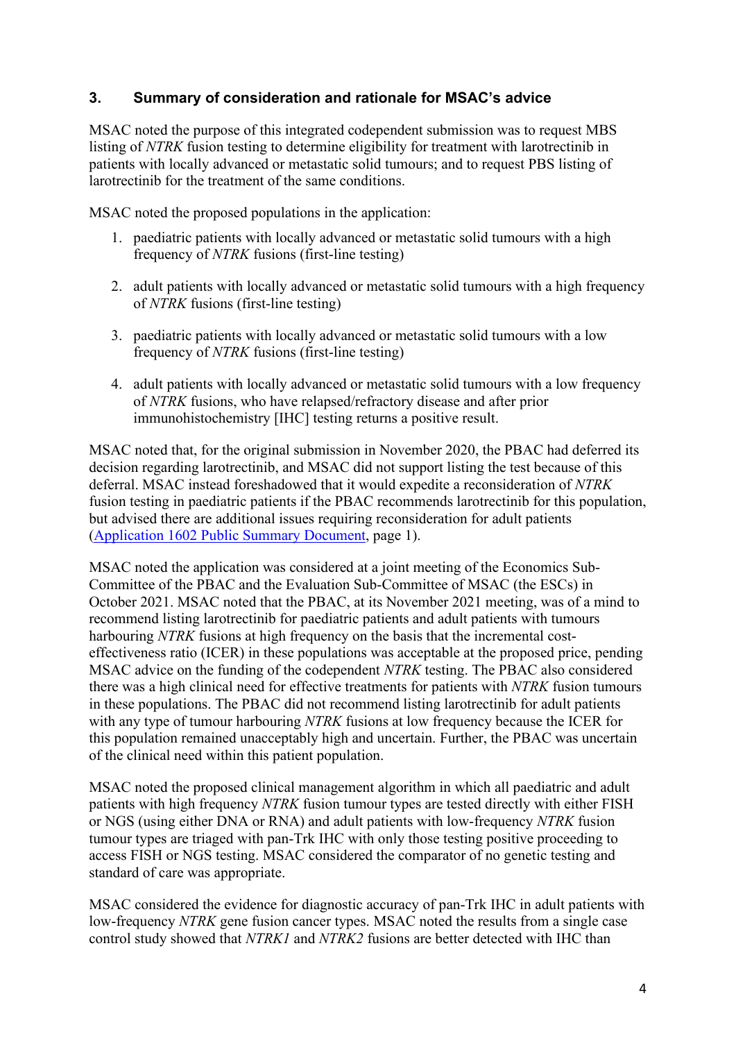## 3. Summary of consideration and rationale for MSAC's advice

MSAC noted the purpose of this integrated codependent submission was to request MBS listing of *NTRK* fusion testing to determine eligibility for treatment with larotrectinib in patients with locally advanced or metastatic solid tumours; and to request PBS listing of larotrectinib for the treatment of the same conditions.

MSAC noted the proposed populations in the application:

1. paediatric patients with locally advanced or metastatic solid tumours with a high frequency of *NTRK* fusions (first-line testing)
2. adult patients with locally advanced or metastatic solid tumours with a high frequency of *NTRK* fusions (first-line testing)
3. paediatric patients with locally advanced or metastatic solid tumours with a low frequency of *NTRK* fusions (first-line testing)
4. adult patients with locally advanced or metastatic solid tumours with a low frequency of *NTRK* fusions, who have relapsed/refractory disease and after prior immunohistochemistry [IHC] testing returns a positive result.

MSAC noted that, for the original submission in November 2020, the PBAC had deferred its decision regarding larotrectinib, and MSAC did not support listing the test because of this deferral. MSAC instead foreshadowed that it would expedite a reconsideration of *NTRK* fusion testing in paediatric patients if the PBAC recommends larotrectinib for this population, but advised there are additional issues requiring reconsideration for adult patients (Application 1602 Public Summary Document, page 1).

MSAC noted the application was considered at a joint meeting of the Economics Sub-Committee of the PBAC and the Evaluation Sub-Committee of MSAC (the ESCs) in October 2021. MSAC noted that the PBAC, at its November 2021 meeting, was of a mind to recommend listing larotrectinib for paediatric patients and adult patients with tumours harbouring *NTRK* fusions at high frequency on the basis that the incremental cost-effectiveness ratio (ICER) in these populations was acceptable at the proposed price, pending MSAC advice on the funding of the codependent *NTRK* testing. The PBAC also considered there was a high clinical need for effective treatments for patients with *NTRK* fusion tumours in these populations. The PBAC did not recommend listing larotrectinib for adult patients with any type of tumour harbouring *NTRK* fusions at low frequency because the ICER for this population remained unacceptably high and uncertain. Further, the PBAC was uncertain of the clinical need within this patient population.

MSAC noted the proposed clinical management algorithm in which all paediatric and adult patients with high frequency *NTRK* fusion tumour types are tested directly with either FISH or NGS (using either DNA or RNA) and adult patients with low-frequency *NTRK* fusion tumour types are triaged with pan-Trk IHC with only those testing positive proceeding to access FISH or NGS testing. MSAC considered the comparator of no genetic testing and standard of care was appropriate.

MSAC considered the evidence for diagnostic accuracy of pan-Trk IHC in adult patients with low-frequency *NTRK* gene fusion cancer types. MSAC noted the results from a single case control study showed that *NTRK1* and *NTRK2* fusions are better detected with IHC than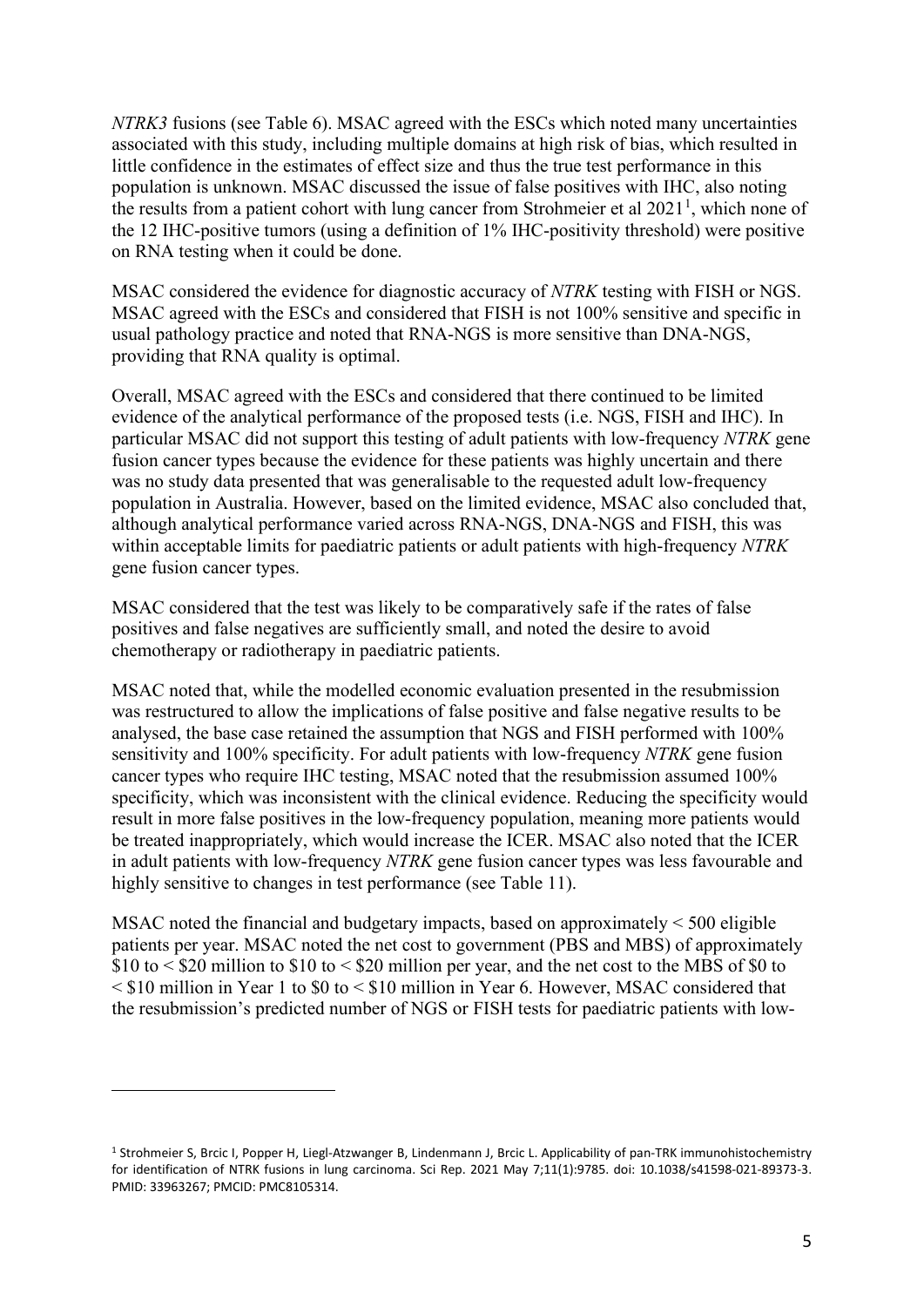*NTRK3* fusions (see Table 6). MSAC agreed with the ESCs which noted many uncertainties associated with this study, including multiple domains at high risk of bias, which resulted in little confidence in the estimates of effect size and thus the true test performance in this population is unknown. MSAC discussed the issue of false positives with IHC, also noting the results from a patient cohort with lung cancer from Strohmeier et al 2021[1], which none of the 12 IHC-positive tumors (using a definition of 1% IHC-positivity threshold) were positive on RNA testing when it could be done.

MSAC considered the evidence for diagnostic accuracy of *NTRK* testing with FISH or NGS. MSAC agreed with the ESCs and considered that FISH is not 100% sensitive and specific in usual pathology practice and noted that RNA-NGS is more sensitive than DNA-NGS, providing that RNA quality is optimal.

Overall, MSAC agreed with the ESCs and considered that there continued to be limited evidence of the analytical performance of the proposed tests (i.e. NGS, FISH and IHC). In particular MSAC did not support this testing of adult patients with low-frequency *NTRK* gene fusion cancer types because the evidence for these patients was highly uncertain and there was no study data presented that was generalisable to the requested adult low-frequency population in Australia. However, based on the limited evidence, MSAC also concluded that, although analytical performance varied across RNA-NGS, DNA-NGS and FISH, this was within acceptable limits for paediatric patients or adult patients with high-frequency *NTRK* gene fusion cancer types.

MSAC considered that the test was likely to be comparatively safe if the rates of false positives and false negatives are sufficiently small, and noted the desire to avoid chemotherapy or radiotherapy in paediatric patients.

MSAC noted that, while the modelled economic evaluation presented in the resubmission was restructured to allow the implications of false positive and false negative results to be analysed, the base case retained the assumption that NGS and FISH performed with 100% sensitivity and 100% specificity. For adult patients with low-frequency *NTRK* gene fusion cancer types who require IHC testing, MSAC noted that the resubmission assumed 100% specificity, which was inconsistent with the clinical evidence. Reducing the specificity would result in more false positives in the low-frequency population, meaning more patients would be treated inappropriately, which would increase the ICER. MSAC also noted that the ICER in adult patients with low-frequency *NTRK* gene fusion cancer types was less favourable and highly sensitive to changes in test performance (see Table 11).

MSAC noted the financial and budgetary impacts, based on approximately < 500 eligible patients per year. MSAC noted the net cost to government (PBS and MBS) of approximately \$10 to < \$20 million to \$10 to < \$20 million per year, and the net cost to the MBS of \$0 to < \$10 million in Year 1 to \$0 to < \$10 million in Year 6. However, MSAC considered that the resubmission's predicted number of NGS or FISH tests for paediatric patients with low-

---

[1] Strohmeier S, Brcic I, Popper H, Liegl-Atzwanger B, Lindenmann J, Brcic L. Applicability of pan-TRK immunohistochemistry for identification of NTRK fusions in lung carcinoma. Sci Rep. 2021 May 7;11(1):9785. doi: 10.1038/s41598-021-89373-3. PMID: 33963267; PMCID: PMC8105314.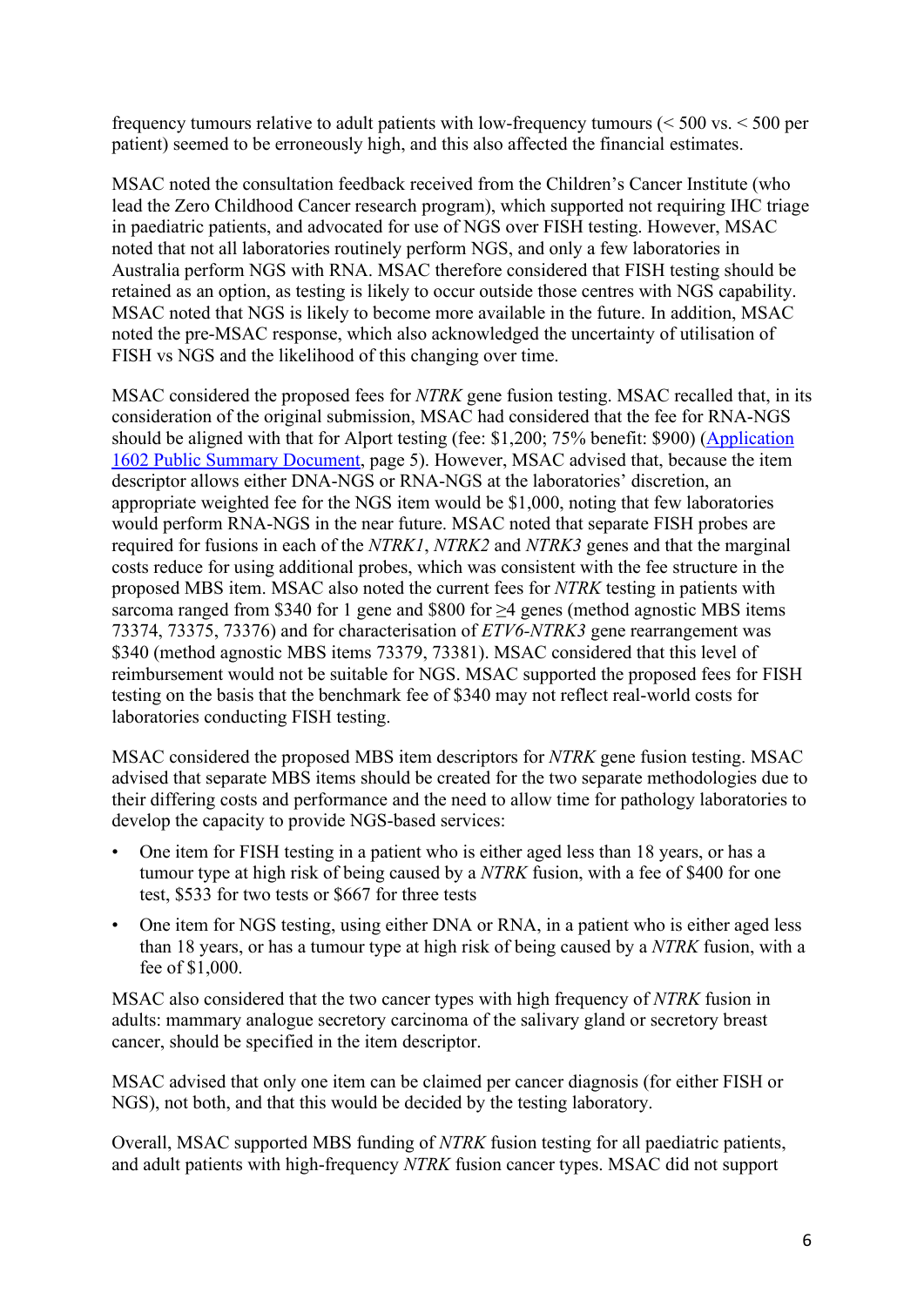frequency tumours relative to adult patients with low-frequency tumours (< 500 vs. < 500 per patient) seemed to be erroneously high, and this also affected the financial estimates.

MSAC noted the consultation feedback received from the Children's Cancer Institute (who lead the Zero Childhood Cancer research program), which supported not requiring IHC triage in paediatric patients, and advocated for use of NGS over FISH testing. However, MSAC noted that not all laboratories routinely perform NGS, and only a few laboratories in Australia perform NGS with RNA. MSAC therefore considered that FISH testing should be retained as an option, as testing is likely to occur outside those centres with NGS capability. MSAC noted that NGS is likely to become more available in the future. In addition, MSAC noted the pre-MSAC response, which also acknowledged the uncertainty of utilisation of FISH vs NGS and the likelihood of this changing over time.

MSAC considered the proposed fees for *NTRK* gene fusion testing. MSAC recalled that, in its consideration of the original submission, MSAC had considered that the fee for RNA-NGS should be aligned with that for Alport testing (fee: $1,200; 75% benefit: $900) ([Application 1602 Public Summary Document](), page 5). However, MSAC advised that, because the item descriptor allows either DNA-NGS or RNA-NGS at the laboratories' discretion, an appropriate weighted fee for the NGS item would be $1,000, noting that few laboratories would perform RNA-NGS in the near future. MSAC noted that separate FISH probes are required for fusions in each of the *NTRK1*, *NTRK2* and *NTRK3* genes and that the marginal costs reduce for using additional probes, which was consistent with the fee structure in the proposed MBS item. MSAC also noted the current fees for *NTRK* testing in patients with sarcoma ranged from $340 for 1 gene and $800 for ≥4 genes (method agnostic MBS items 73374, 73375, 73376) and for characterisation of *ETV6-NTRK3* gene rearrangement was $340 (method agnostic MBS items 73379, 73381). MSAC considered that this level of reimbursement would not be suitable for NGS. MSAC supported the proposed fees for FISH testing on the basis that the benchmark fee of $340 may not reflect real-world costs for laboratories conducting FISH testing.

MSAC considered the proposed MBS item descriptors for *NTRK* gene fusion testing. MSAC advised that separate MBS items should be created for the two separate methodologies due to their differing costs and performance and the need to allow time for pathology laboratories to develop the capacity to provide NGS-based services:

- One item for FISH testing in a patient who is either aged less than 18 years, or has a tumour type at high risk of being caused by a *NTRK* fusion, with a fee of $400 for one test, $533 for two tests or $667 for three tests
- One item for NGS testing, using either DNA or RNA, in a patient who is either aged less than 18 years, or has a tumour type at high risk of being caused by a *NTRK* fusion, with a fee of $1,000.

MSAC also considered that the two cancer types with high frequency of *NTRK* fusion in adults: mammary analogue secretory carcinoma of the salivary gland or secretory breast cancer, should be specified in the item descriptor.

MSAC advised that only one item can be claimed per cancer diagnosis (for either FISH or NGS), not both, and that this would be decided by the testing laboratory.

Overall, MSAC supported MBS funding of *NTRK* fusion testing for all paediatric patients, and adult patients with high-frequency *NTRK* fusion cancer types. MSAC did not support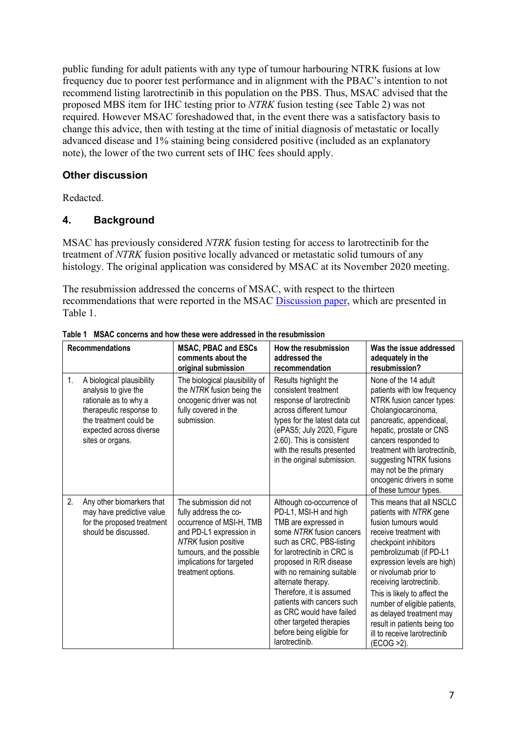public funding for adult patients with any type of tumour harbouring NTRK fusions at low frequency due to poorer test performance and in alignment with the PBAC's intention to not recommend listing larotrectinib in this population on the PBS. Thus, MSAC advised that the proposed MBS item for IHC testing prior to *NTRK* fusion testing (see Table 2) was not required. However MSAC foreshadowed that, in the event there was a satisfactory basis to change this advice, then with testing at the time of initial diagnosis of metastatic or locally advanced disease and 1% staining being considered positive (included as an explanatory note), the lower of the two current sets of IHC fees should apply.

### Other discussion

Redacted.

## 4. Background

MSAC has previously considered *NTRK* fusion testing for access to larotrectinib for the treatment of *NTRK* fusion positive locally advanced or metastatic solid tumours of any histology. The original application was considered by MSAC at its November 2020 meeting.

The resubmission addressed the concerns of MSAC, with respect to the thirteen recommendations that were reported in the MSAC Discussion paper, which are presented in Table 1.

**Table 1 MSAC concerns and how these were addressed in the resubmission**

| Recommendations | MSAC, PBAC and ESCs comments about the original submission | How the resubmission addressed the recommendation | Was the issue addressed adequately in the resubmission? |
|---|---|---|---|
| 1. A biological plausibility analysis to give the rationale as to why a therapeutic response to the treatment could be expected across diverse sites or organs. | The biological plausibility of the *NTRK* fusion being the oncogenic driver was not fully covered in the submission. | Results highlight the consistent treatment response of larotrectinib across different tumour types for the latest data cut (ePAS5; July 2020, Figure 2.60). This is consistent with the results presented in the original submission. | None of the 14 adult patients with low frequency NTRK fusion cancer types: Cholangiocarcinoma, pancreatic, appendiceal, hepatic, prostate or CNS cancers responded to treatment with larotrectinib, suggesting NTRK fusions may not be the primary oncogenic drivers in some of these tumour types. |
| 2. Any other biomarkers that may have predictive value for the proposed treatment should be discussed. | The submission did not fully address the co-occurrence of MSI-H, TMB and PD-L1 expression in *NTRK* fusion positive tumours, and the possible implications for targeted treatment options. | Although co-occurrence of PD-L1, MSI-H and high TMB are expressed in some *NTRK* fusion cancers such as CRC, PBS-listing for larotrectinib in CRC is proposed in R/R disease with no remaining suitable alternate therapy. Therefore, it is assumed patients with cancers such as CRC would have failed other targeted therapies before being eligible for larotrectinib. | This means that all NSCLC patients with *NTRK* gene fusion tumours would receive treatment with checkpoint inhibitors pembrolizumab (if PD-L1 expression levels are high) or nivolumab prior to receiving larotrectinib. This is likely to affect the number of eligible patients, as delayed treatment may result in patients being too ill to receive larotrectinib (ECOG >2). |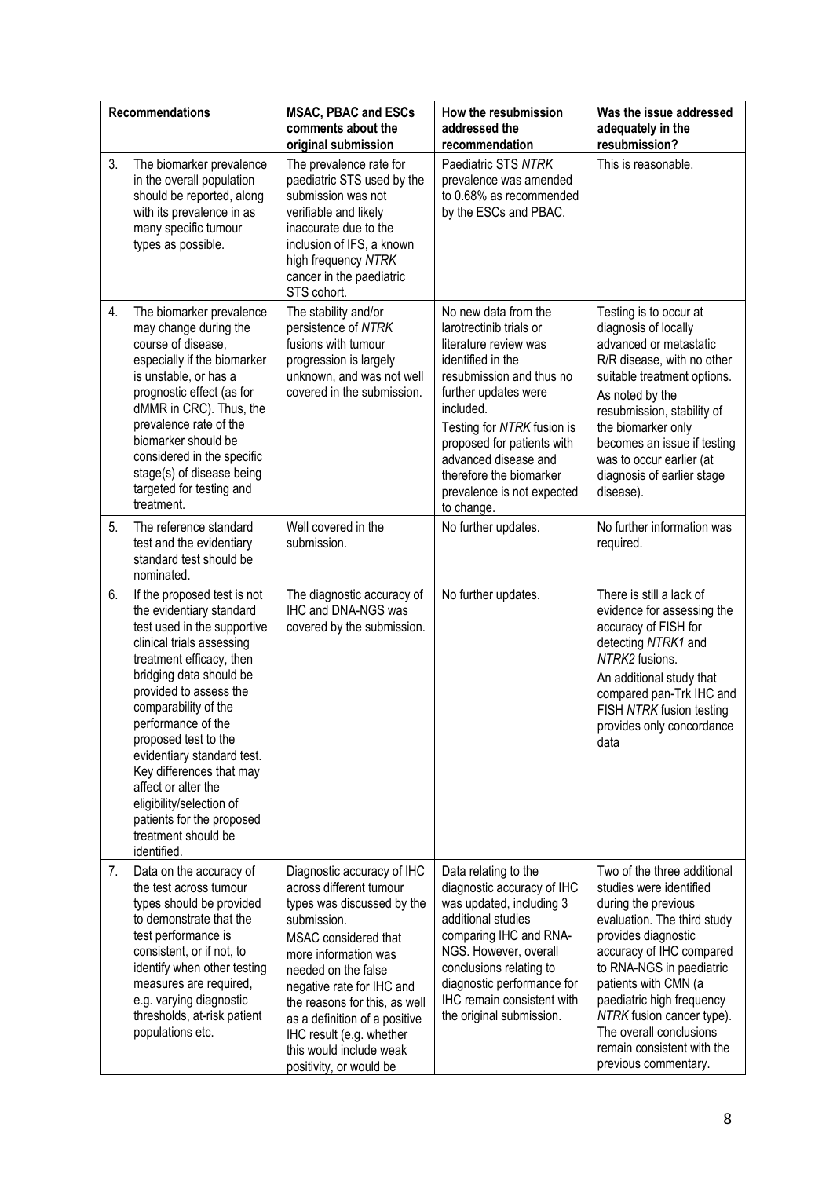| Recommendations | MSAC, PBAC and ESCs comments about the original submission | How the resubmission addressed the recommendation | Was the issue addressed adequately in the resubmission? |
|---|---|---|---|
| 3. The biomarker prevalence in the overall population should be reported, along with its prevalence in as many specific tumour types as possible. | The prevalence rate for paediatric STS used by the submission was not verifiable and likely inaccurate due to the inclusion of IFS, a known high frequency *NTRK* cancer in the paediatric STS cohort. | Paediatric STS *NTRK* prevalence was amended to 0.68% as recommended by the ESCs and PBAC. | This is reasonable. |
| 4. The biomarker prevalence may change during the course of disease, especially if the biomarker is unstable, or has a prognostic effect (as for dMMR in CRC). Thus, the prevalence rate of the biomarker should be considered in the specific stage(s) of disease being targeted for testing and treatment. | The stability and/or persistence of *NTRK* fusions with tumour progression is largely unknown, and was not well covered in the submission. | No new data from the larotrectinib trials or literature review was identified in the resubmission and thus no further updates were included.<br>Testing for *NTRK* fusion is proposed for patients with advanced disease and therefore the biomarker prevalence is not expected to change. | Testing is to occur at diagnosis of locally advanced or metastatic R/R disease, with no other suitable treatment options. As noted by the resubmission, stability of the biomarker only becomes an issue if testing was to occur earlier (at diagnosis of earlier stage disease). |
| 5. The reference standard test and the evidentiary standard test should be nominated. | Well covered in the submission. | No further updates. | No further information was required. |
| 6. If the proposed test is not the evidentiary standard test used in the supportive clinical trials assessing treatment efficacy, then bridging data should be provided to assess the comparability of the performance of the proposed test to the evidentiary standard test. Key differences that may affect or alter the eligibility/selection of patients for the proposed treatment should be identified. | The diagnostic accuracy of IHC and DNA-NGS was covered by the submission. | No further updates. | There is still a lack of evidence for assessing the accuracy of FISH for detecting *NTRK1* and *NTRK2* fusions.<br>An additional study that compared pan-Trk IHC and FISH *NTRK* fusion testing provides only concordance data |
| 7. Data on the accuracy of the test across tumour types should be provided to demonstrate that the test performance is consistent, or if not, to identify when other testing measures are required, e.g. varying diagnostic thresholds, at-risk patient populations etc. | Diagnostic accuracy of IHC across different tumour types was discussed by the submission.<br>MSAC considered that more information was needed on the false negative rate for IHC and the reasons for this, as well as a definition of a positive IHC result (e.g. whether this would include weak positivity, or would be | Data relating to the diagnostic accuracy of IHC was updated, including 3 additional studies comparing IHC and RNA-NGS. However, overall conclusions relating to diagnostic performance for IHC remain consistent with the original submission. | Two of the three additional studies were identified during the previous evaluation. The third study provides diagnostic accuracy of IHC compared to RNA-NGS in paediatric patients with CMN (a paediatric high frequency *NTRK* fusion cancer type). The overall conclusions remain consistent with the previous commentary. |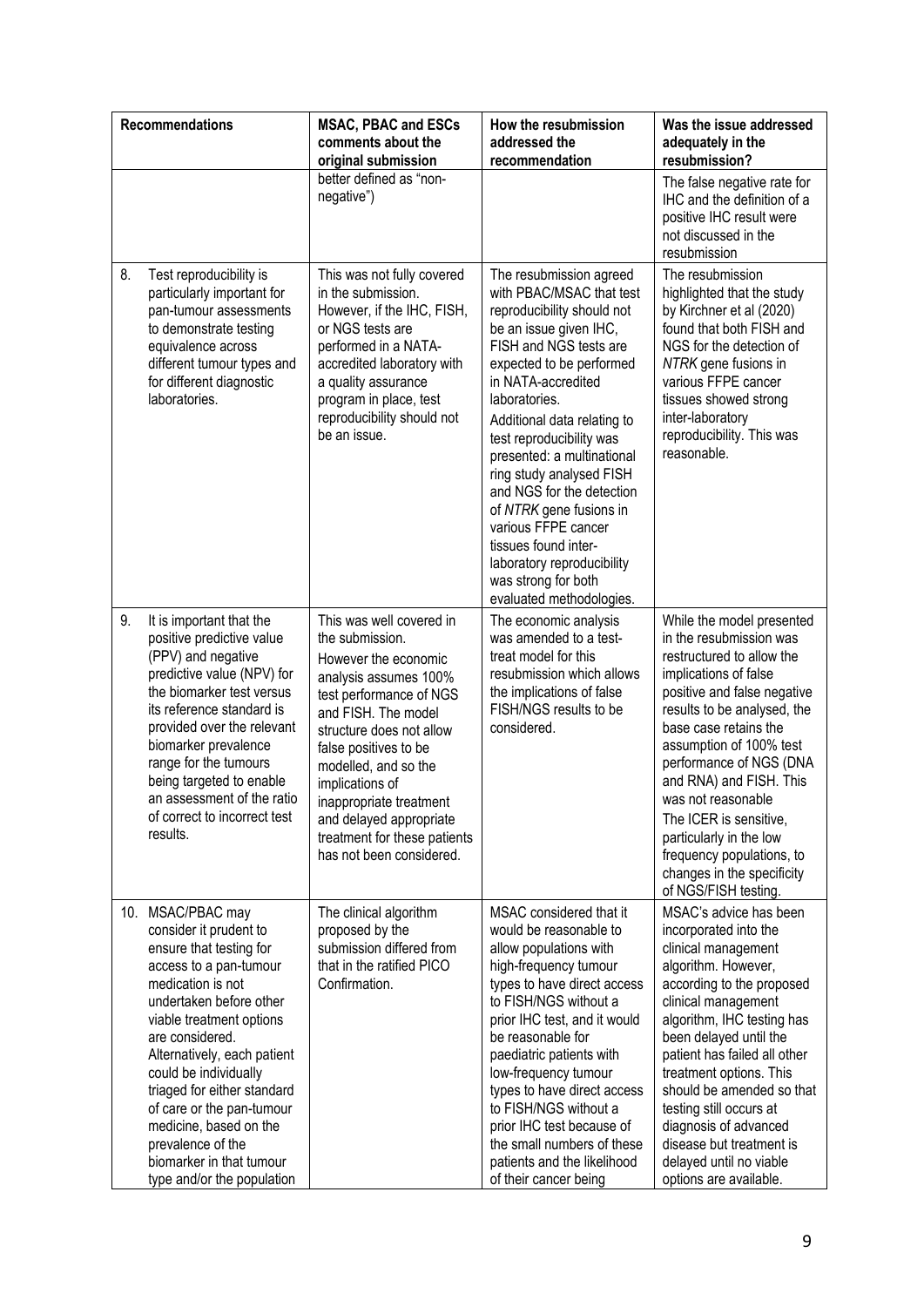| Recommendations | MSAC, PBAC and ESCs comments about the original submission | How the resubmission addressed the recommendation | Was the issue addressed adequately in the resubmission? |
|---|---|---|---|
| | better defined as "non-negative") | | The false negative rate for IHC and the definition of a positive IHC result were not discussed in the resubmission |
| 8. Test reproducibility is particularly important for pan-tumour assessments to demonstrate testing equivalence across different tumour types and for different diagnostic laboratories. | This was not fully covered in the submission. However, if the IHC, FISH, or NGS tests are performed in a NATA-accredited laboratory with a quality assurance program in place, test reproducibility should not be an issue. | The resubmission agreed with PBAC/MSAC that test reproducibility should not be an issue given IHC, FISH and NGS tests are expected to be performed in NATA-accredited laboratories.<br>Additional data relating to test reproducibility was presented: a multinational ring study analysed FISH and NGS for the detection of *NTRK* gene fusions in various FFPE cancer tissues found inter-laboratory reproducibility was strong for both evaluated methodologies. | The resubmission highlighted that the study by Kirchner et al (2020) found that both FISH and NGS for the detection of *NTRK* gene fusions in various FFPE cancer tissues showed strong inter-laboratory reproducibility. This was reasonable. |
| 9. It is important that the positive predictive value (PPV) and negative predictive value (NPV) for the biomarker test versus its reference standard is provided over the relevant biomarker prevalence range for the tumours being targeted to enable an assessment of the ratio of correct to incorrect test results. | This was well covered in the submission.<br>However the economic analysis assumes 100% test performance of NGS and FISH. The model structure does not allow false positives to be modelled, and so the implications of inappropriate treatment and delayed appropriate treatment for these patients has not been considered. | The economic analysis was amended to a test-treat model for this resubmission which allows the implications of false FISH/NGS results to be considered. | While the model presented in the resubmission was restructured to allow the implications of false positive and false negative results to be analysed, the base case retains the assumption of 100% test performance of NGS (DNA and RNA) and FISH. This was not reasonable<br>The ICER is sensitive, particularly in the low frequency populations, to changes in the specificity of NGS/FISH testing. |
| 10. MSAC/PBAC may consider it prudent to ensure that testing for access to a pan-tumour medication is not undertaken before other viable treatment options are considered. Alternatively, each patient could be individually triaged for either standard of care or the pan-tumour medicine, based on the prevalence of the biomarker in that tumour type and/or the population | The clinical algorithm proposed by the submission differed from that in the ratified PICO Confirmation. | MSAC considered that it would be reasonable to allow populations with high-frequency tumour types to have direct access to FISH/NGS without a prior IHC test, and it would be reasonable for paediatric patients with low-frequency tumour types to have direct access to FISH/NGS without a prior IHC test because of the small numbers of these patients and the likelihood of their cancer being | MSAC's advice has been incorporated into the clinical management algorithm. However, according to the proposed clinical management algorithm, IHC testing has been delayed until the patient has failed all other treatment options. This should be amended so that testing still occurs at diagnosis of advanced disease but treatment is delayed until no viable options are available. |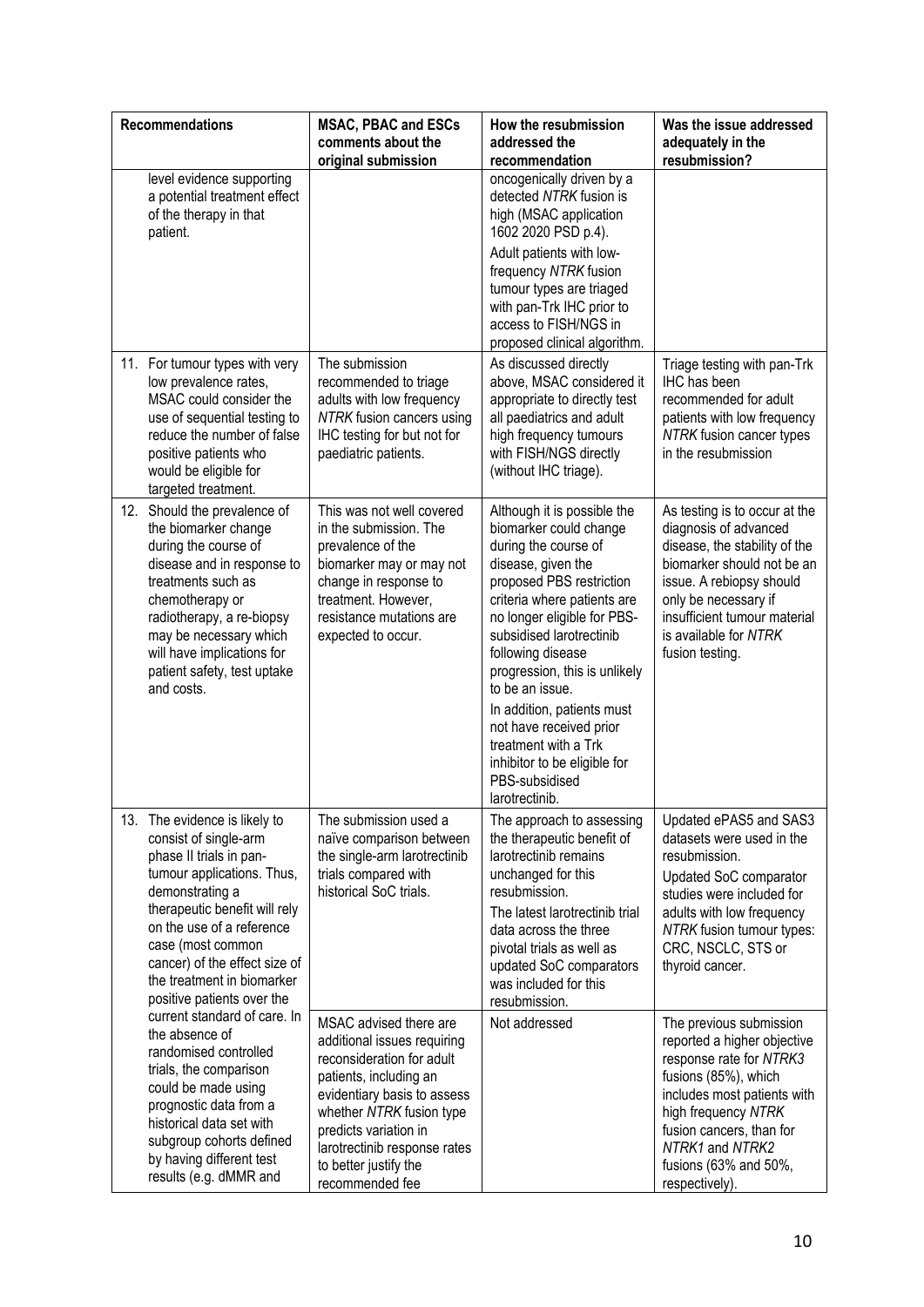| Recommendations | MSAC, PBAC and ESCs comments about the original submission | How the resubmission addressed the recommendation | Was the issue addressed adequately in the resubmission? |
|---|---|---|---|
| level evidence supporting a potential treatment effect of the therapy in that patient. | | oncogenically driven by a detected *NTRK* fusion is high (MSAC application 1602 2020 PSD p.4).<br>Adult patients with low-frequency *NTRK* fusion tumour types are triaged with pan-Trk IHC prior to access to FISH/NGS in proposed clinical algorithm. | |
| 11. For tumour types with very low prevalence rates, MSAC could consider the use of sequential testing to reduce the number of false positive patients who would be eligible for targeted treatment. | The submission recommended to triage adults with low frequency *NTRK* fusion cancers using IHC testing for but not for paediatric patients. | As discussed directly above, MSAC considered it appropriate to directly test all paediatrics and adult high frequency tumours with FISH/NGS directly (without IHC triage). | Triage testing with pan-Trk IHC has been recommended for adult patients with low frequency *NTRK* fusion cancer types in the resubmission |
| 12. Should the prevalence of the biomarker change during the course of disease and in response to treatments such as chemotherapy or radiotherapy, a re-biopsy may be necessary which will have implications for patient safety, test uptake and costs. | This was not well covered in the submission. The prevalence of the biomarker may or may not change in response to treatment. However, resistance mutations are expected to occur. | Although it is possible the biomarker could change during the course of disease, given the proposed PBS restriction criteria where patients are no longer eligible for PBS-subsidised larotrectinib following disease progression, this is unlikely to be an issue.<br>In addition, patients must not have received prior treatment with a Trk inhibitor to be eligible for PBS-subsidised larotrectinib. | As testing is to occur at the diagnosis of advanced disease, the stability of the biomarker should not be an issue. A rebiopsy should only be necessary if insufficient tumour material is available for *NTRK* fusion testing. |
| 13. The evidence is likely to consist of single-arm phase II trials in pan-tumour applications. Thus, demonstrating a therapeutic benefit will rely on the use of a reference case (most common cancer) of the effect size of the treatment in biomarker positive patients over the current standard of care. In the absence of randomised controlled trials, the comparison could be made using prognostic data from a historical data set with subgroup cohorts defined by having different test results (e.g. dMMR and | The submission used a naïve comparison between the single-arm larotrectinib trials compared with historical SoC trials. | The approach to assessing the therapeutic benefit of larotrectinib remains unchanged for this resubmission.<br>The latest larotrectinib trial data across the three pivotal trials as well as updated SoC comparators was included for this resubmission. | Updated ePAS5 and SAS3 datasets were used in the resubmission.<br>Updated SoC comparator studies were included for adults with low frequency *NTRK* fusion tumour types: CRC, NSCLC, STS or thyroid cancer. |
| | MSAC advised there are additional issues requiring reconsideration for adult patients, including an evidentiary basis to assess whether *NTRK* fusion type predicts variation in larotrectinib response rates to better justify the recommended fee | Not addressed | The previous submission reported a higher objective response rate for *NTRK3* fusions (85%), which includes most patients with high frequency *NTRK* fusion cancers, than for *NTRK1* and *NTRK2* fusions (63% and 50%, respectively). |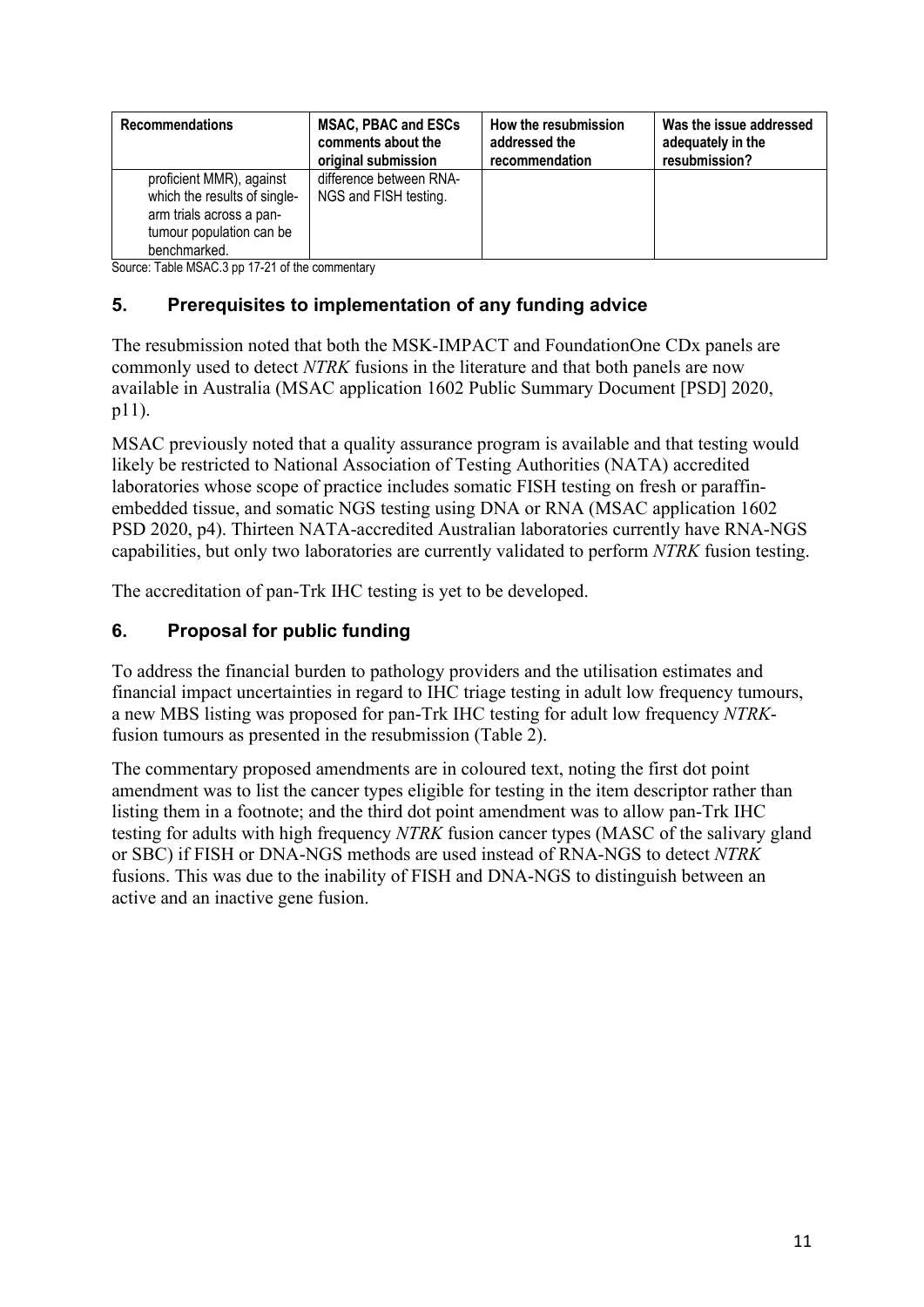| Recommendations | MSAC, PBAC and ESCs comments about the original submission | How the resubmission addressed the recommendation | Was the issue addressed adequately in the resubmission? |
|---|---|---|---|
| proficient MMR), against which the results of single-arm trials across a pan-tumour population can be benchmarked. | difference between RNA-NGS and FISH testing. | | |

Source: Table MSAC.3 pp 17-21 of the commentary

## 5. Prerequisites to implementation of any funding advice

The resubmission noted that both the MSK-IMPACT and FoundationOne CDx panels are commonly used to detect *NTRK* fusions in the literature and that both panels are now available in Australia (MSAC application 1602 Public Summary Document [PSD] 2020, p11).

MSAC previously noted that a quality assurance program is available and that testing would likely be restricted to National Association of Testing Authorities (NATA) accredited laboratories whose scope of practice includes somatic FISH testing on fresh or paraffin-embedded tissue, and somatic NGS testing using DNA or RNA (MSAC application 1602 PSD 2020, p4). Thirteen NATA-accredited Australian laboratories currently have RNA-NGS capabilities, but only two laboratories are currently validated to perform *NTRK* fusion testing.

The accreditation of pan-Trk IHC testing is yet to be developed.

## 6. Proposal for public funding

To address the financial burden to pathology providers and the utilisation estimates and financial impact uncertainties in regard to IHC triage testing in adult low frequency tumours, a new MBS listing was proposed for pan-Trk IHC testing for adult low frequency *NTRK*-fusion tumours as presented in the resubmission (Table 2).

The commentary proposed amendments are in coloured text, noting the first dot point amendment was to list the cancer types eligible for testing in the item descriptor rather than listing them in a footnote; and the third dot point amendment was to allow pan-Trk IHC testing for adults with high frequency *NTRK* fusion cancer types (MASC of the salivary gland or SBC) if FISH or DNA-NGS methods are used instead of RNA-NGS to detect *NTRK* fusions. This was due to the inability of FISH and DNA-NGS to distinguish between an active and an inactive gene fusion.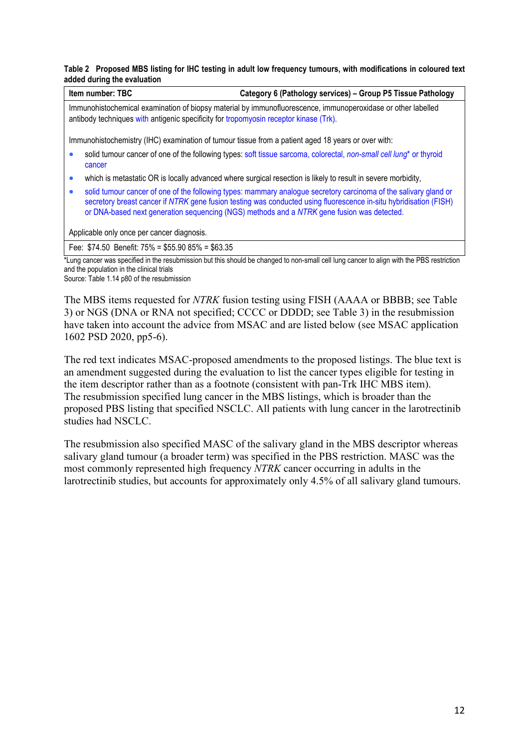**Table 2 Proposed MBS listing for IHC testing in adult low frequency tumours, with modifications in coloured text added during the evaluation**

| Item number: TBC | Category 6 (Pathology services) – Group P5 Tissue Pathology |
|---|---|
| Immunohistochemical examination of biopsy material by immunofluorescence, immunoperoxidase or other labelled antibody techniques with antigenic specificity for tropomyosin receptor kinase (Trk).<br><br>Immunohistochemistry (IHC) examination of tumour tissue from a patient aged 18 years or over with:<br>• solid tumour cancer of one of the following types: soft tissue sarcoma, colorectal, *non-small cell lung*\* or thyroid cancer<br>• which is metastatic OR is locally advanced where surgical resection is likely to result in severe morbidity,<br>• solid tumour cancer of one of the following types: mammary analogue secretory carcinoma of the salivary gland or secretory breast cancer if *NTRK* gene fusion testing was conducted using fluorescence in-situ hybridisation (FISH) or DNA-based next generation sequencing (NGS) methods and a *NTRK* gene fusion was detected.<br><br>Applicable only once per cancer diagnosis. | |
| Fee: $74.50 Benefit: 75% = $55.90 85% = $63.35 | |

\*Lung cancer was specified in the resubmission but this should be changed to non-small cell lung cancer to align with the PBS restriction and the population in the clinical trials
Source: Table 1.14 p80 of the resubmission

The MBS items requested for *NTRK* fusion testing using FISH (AAAA or BBBB; see Table 3) or NGS (DNA or RNA not specified; CCCC or DDDD; see Table 3) in the resubmission have taken into account the advice from MSAC and are listed below (see MSAC application 1602 PSD 2020, pp5-6).

The red text indicates MSAC-proposed amendments to the proposed listings. The blue text is an amendment suggested during the evaluation to list the cancer types eligible for testing in the item descriptor rather than as a footnote (consistent with pan-Trk IHC MBS item). The resubmission specified lung cancer in the MBS listings, which is broader than the proposed PBS listing that specified NSCLC. All patients with lung cancer in the larotrectinib studies had NSCLC.

The resubmission also specified MASC of the salivary gland in the MBS descriptor whereas salivary gland tumour (a broader term) was specified in the PBS restriction. MASC was the most commonly represented high frequency *NTRK* cancer occurring in adults in the larotrectinib studies, but accounts for approximately only 4.5% of all salivary gland tumours.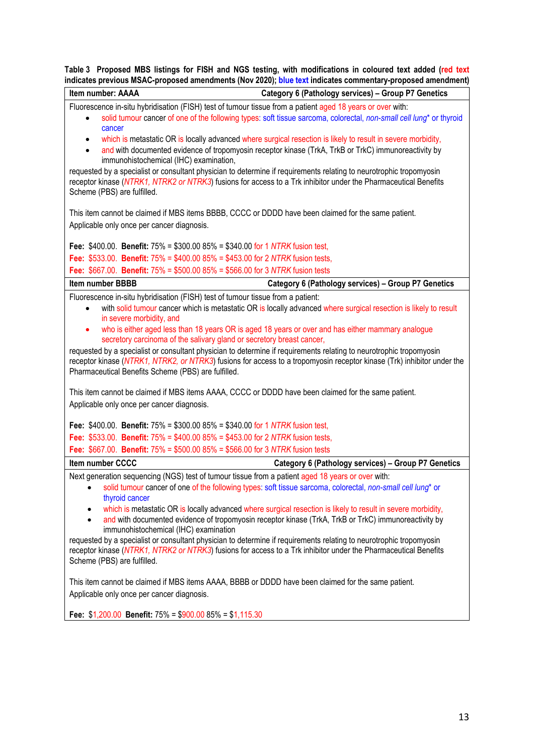**Table 3 Proposed MBS listings for FISH and NGS testing, with modifications in coloured text added (red text indicates previous MSAC-proposed amendments (Nov 2020); blue text indicates commentary-proposed amendment)**

| Item number: AAAA | Category 6 (Pathology services) – Group P7 Genetics |
|---|---|
| Fluorescence in-situ hybridisation (FISH) test of tumour tissue from a patient aged 18 years or over with:<br>• solid tumour cancer of one of the following types: soft tissue sarcoma, colorectal, *non-small cell lung*\* or thyroid cancer<br>• which is metastatic OR is locally advanced where surgical resection is likely to result in severe morbidity,<br>• and with documented evidence of tropomyosin receptor kinase (TrkA, TrkB or TrkC) immunoreactivity by immunohistochemical (IHC) examination,<br>requested by a specialist or consultant physician to determine if requirements relating to neurotrophic tropomyosin receptor kinase (*NTRK1, NTRK2 or NTRK3*) fusions for access to a Trk inhibitor under the Pharmaceutical Benefits Scheme (PBS) are fulfilled.<br><br>This item cannot be claimed if MBS items BBBB, CCCC or DDDD have been claimed for the same patient.<br>Applicable only once per cancer diagnosis.<br><br>**Fee:** $400.00. **Benefit:** 75% = $300.00 85% = $340.00 for 1 *NTRK* fusion test,<br>**Fee:** $533.00. **Benefit:** 75% = $400.00 85% = $453.00 for 2 *NTRK* fusion tests,<br>**Fee:** $667.00. **Benefit:** 75% = $500.00 85% = $566.00 for 3 *NTRK* fusion tests | |
| **Item number BBBB** | **Category 6 (Pathology services) – Group P7 Genetics** |
| Fluorescence in-situ hybridisation (FISH) test of tumour tissue from a patient:<br>• with solid tumour cancer which is metastatic OR is locally advanced where surgical resection is likely to result in severe morbidity, and<br>• who is either aged less than 18 years OR is aged 18 years or over and has either mammary analogue secretory carcinoma of the salivary gland or secretory breast cancer,<br>requested by a specialist or consultant physician to determine if requirements relating to neurotrophic tropomyosin receptor kinase (*NTRK1, NTRK2, or NTRK3*) fusions for access to a tropomyosin receptor kinase (Trk) inhibitor under the Pharmaceutical Benefits Scheme (PBS) are fulfilled.<br><br>This item cannot be claimed if MBS items AAAA, CCCC or DDDD have been claimed for the same patient.<br>Applicable only once per cancer diagnosis.<br><br>**Fee:** $400.00. **Benefit:** 75% = $300.00 85% = $340.00 for 1 *NTRK* fusion test,<br>**Fee:** $533.00. **Benefit:** 75% = $400.00 85% = $453.00 for 2 *NTRK* fusion tests,<br>**Fee:** $667.00. **Benefit:** 75% = $500.00 85% = $566.00 for 3 *NTRK* fusion tests | |
| **Item number CCCC** | **Category 6 (Pathology services) – Group P7 Genetics** |
| Next generation sequencing (NGS) test of tumour tissue from a patient aged 18 years or over with:<br>• solid tumour cancer of one of the following types: soft tissue sarcoma, colorectal, *non-small cell lung*\* or thyroid cancer<br>• which is metastatic OR is locally advanced where surgical resection is likely to result in severe morbidity,<br>• and with documented evidence of tropomyosin receptor kinase (TrkA, TrkB or TrkC) immunoreactivity by immunohistochemical (IHC) examination<br>requested by a specialist or consultant physician to determine if requirements relating to neurotrophic tropomyosin receptor kinase (*NTRK1, NTRK2 or NTRK3*) fusions for access to a Trk inhibitor under the Pharmaceutical Benefits Scheme (PBS) are fulfilled.<br><br>This item cannot be claimed if MBS items AAAA, BBBB or DDDD have been claimed for the same patient.<br>Applicable only once per cancer diagnosis.<br><br>**Fee:** $1,200.00 **Benefit:** 75% = $900.00 85% = $1,115.30 | |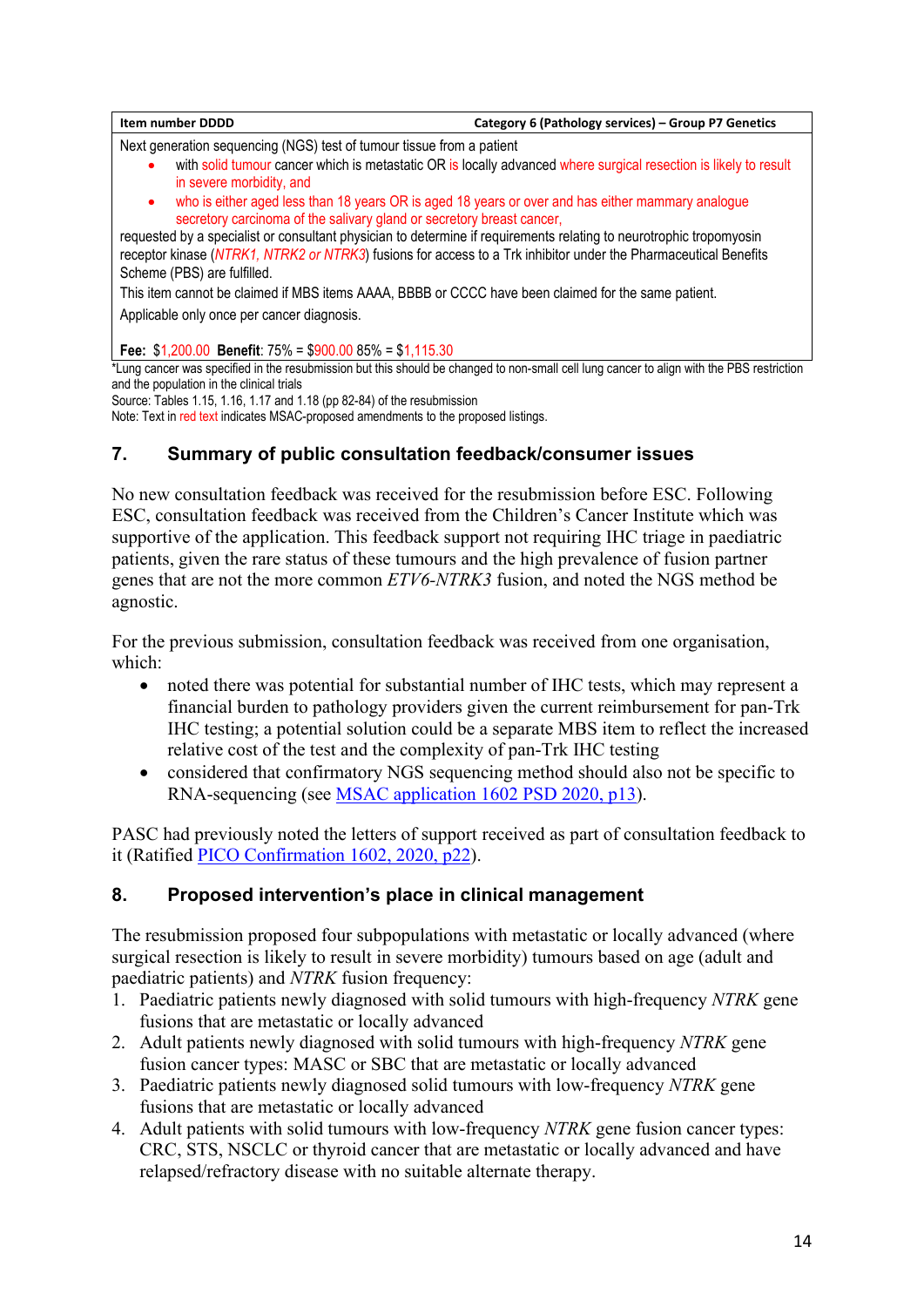| Item number DDDD | Category 6 (Pathology services) – Group P7 Genetics |
| --- | --- |
| Next generation sequencing (NGS) test of tumour tissue from a patient<br>• with solid tumour cancer which is metastatic OR is locally advanced where surgical resection is likely to result in severe morbidity, and<br>• who is either aged less than 18 years OR is aged 18 years or over and has either mammary analogue secretory carcinoma of the salivary gland or secretory breast cancer,<br>requested by a specialist or consultant physician to determine if requirements relating to neurotrophic tropomyosin receptor kinase (*NTRK1, NTRK2 or NTRK3*) fusions for access to a Trk inhibitor under the Pharmaceutical Benefits Scheme (PBS) are fulfilled.<br>This item cannot be claimed if MBS items AAAA, BBBB or CCCC have been claimed for the same patient.<br>Applicable only once per cancer diagnosis.<br><br>**Fee:** $1,200.00 **Benefit**: 75% = $900.00 85% = $1,115.30 | |

*Lung cancer was specified in the resubmission but this should be changed to non-small cell lung cancer to align with the PBS restriction and the population in the clinical trials

Source: Tables 1.15, 1.16, 1.17 and 1.18 (pp 82-84) of the resubmission

Note: Text in red text indicates MSAC-proposed amendments to the proposed listings.

## 7. Summary of public consultation feedback/consumer issues

No new consultation feedback was received for the resubmission before ESC. Following ESC, consultation feedback was received from the Children's Cancer Institute which was supportive of the application. This feedback support not requiring IHC triage in paediatric patients, given the rare status of these tumours and the high prevalence of fusion partner genes that are not the more common *ETV6-NTRK3* fusion, and noted the NGS method be agnostic.

For the previous submission, consultation feedback was received from one organisation, which:

- noted there was potential for substantial number of IHC tests, which may represent a financial burden to pathology providers given the current reimbursement for pan-Trk IHC testing; a potential solution could be a separate MBS item to reflect the increased relative cost of the test and the complexity of pan-Trk IHC testing
- considered that confirmatory NGS sequencing method should also not be specific to RNA-sequencing (see MSAC application 1602 PSD 2020, p13).

PASC had previously noted the letters of support received as part of consultation feedback to it (Ratified PICO Confirmation 1602, 2020, p22).

## 8. Proposed intervention's place in clinical management

The resubmission proposed four subpopulations with metastatic or locally advanced (where surgical resection is likely to result in severe morbidity) tumours based on age (adult and paediatric patients) and *NTRK* fusion frequency:

1. Paediatric patients newly diagnosed with solid tumours with high-frequency *NTRK* gene fusions that are metastatic or locally advanced
2. Adult patients newly diagnosed with solid tumours with high-frequency *NTRK* gene fusion cancer types: MASC or SBC that are metastatic or locally advanced
3. Paediatric patients newly diagnosed solid tumours with low-frequency *NTRK* gene fusions that are metastatic or locally advanced
4. Adult patients with solid tumours with low-frequency *NTRK* gene fusion cancer types: CRC, STS, NSCLC or thyroid cancer that are metastatic or locally advanced and have relapsed/refractory disease with no suitable alternate therapy.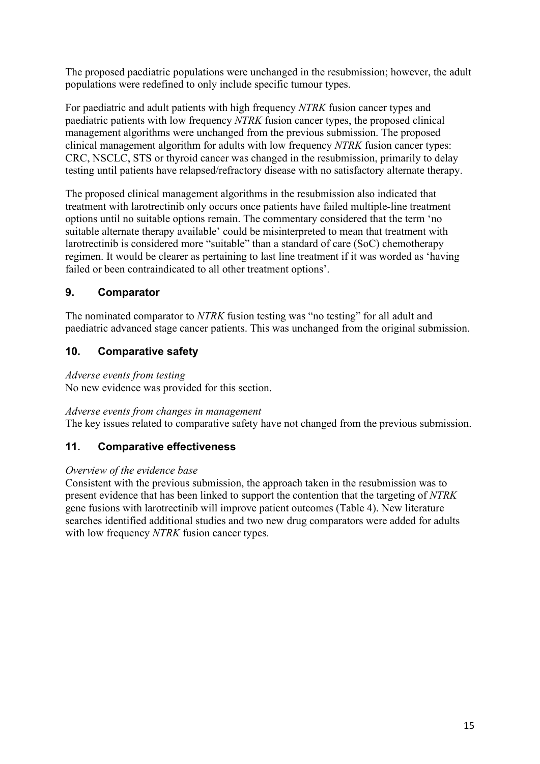The proposed paediatric populations were unchanged in the resubmission; however, the adult populations were redefined to only include specific tumour types.

For paediatric and adult patients with high frequency *NTRK* fusion cancer types and paediatric patients with low frequency *NTRK* fusion cancer types, the proposed clinical management algorithms were unchanged from the previous submission. The proposed clinical management algorithm for adults with low frequency *NTRK* fusion cancer types: CRC, NSCLC, STS or thyroid cancer was changed in the resubmission, primarily to delay testing until patients have relapsed/refractory disease with no satisfactory alternate therapy.

The proposed clinical management algorithms in the resubmission also indicated that treatment with larotrectinib only occurs once patients have failed multiple-line treatment options until no suitable options remain. The commentary considered that the term 'no suitable alternate therapy available' could be misinterpreted to mean that treatment with larotrectinib is considered more "suitable" than a standard of care (SoC) chemotherapy regimen. It would be clearer as pertaining to last line treatment if it was worded as 'having failed or been contraindicated to all other treatment options'.

## 9. Comparator

The nominated comparator to *NTRK* fusion testing was "no testing" for all adult and paediatric advanced stage cancer patients. This was unchanged from the original submission.

## 10. Comparative safety

*Adverse events from testing*
No new evidence was provided for this section.

*Adverse events from changes in management*
The key issues related to comparative safety have not changed from the previous submission.

## 11. Comparative effectiveness

*Overview of the evidence base*
Consistent with the previous submission, the approach taken in the resubmission was to present evidence that has been linked to support the contention that the targeting of *NTRK* gene fusions with larotrectinib will improve patient outcomes (Table 4). New literature searches identified additional studies and two new drug comparators were added for adults with low frequency *NTRK* fusion cancer types.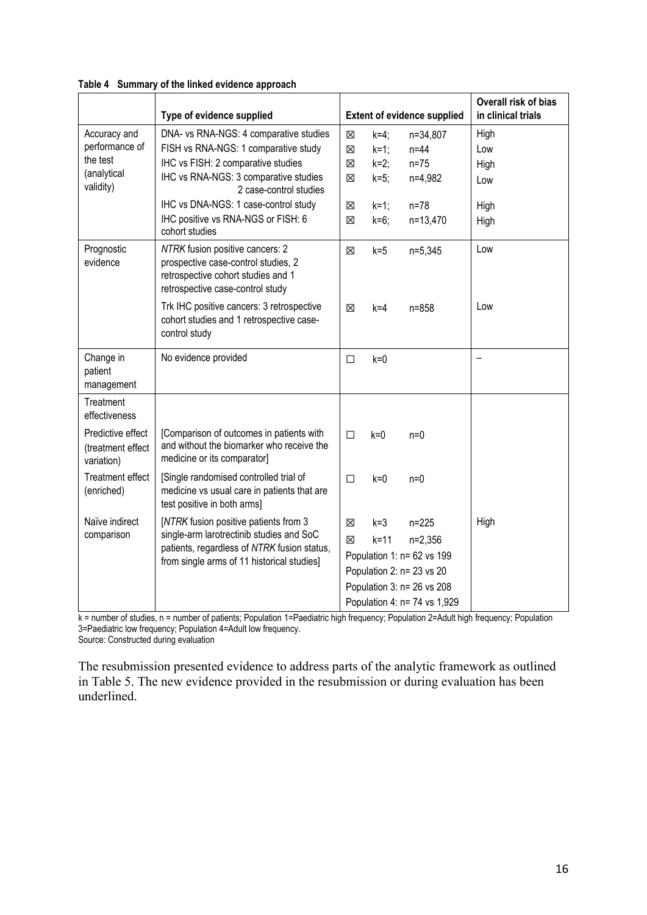**Table 4 Summary of the linked evidence approach**

| | Type of evidence supplied | Extent of evidence supplied | Overall risk of bias in clinical trials |
|---|---|---|---|
| Accuracy and performance of the test (analytical validity) | DNA- vs RNA-NGS: 4 comparative studies<br>FISH vs RNA-NGS: 1 comparative study<br>IHC vs FISH: 2 comparative studies<br>IHC vs RNA-NGS: 3 comparative studies 2 case-control studies<br>IHC vs DNA-NGS: 1 case-control study<br>IHC positive vs RNA-NGS or FISH: 6 cohort studies | ☒ k=4; n=34,807<br>☒ k=1; n=44<br>☒ k=2; n=75<br>☒ k=5; n=4,982<br>☒ k=1; n=78<br>☒ k=6; n=13,470 | High<br>Low<br>High<br>Low<br>High<br>High |
| Prognostic evidence | *NTRK* fusion positive cancers: 2 prospective case-control studies, 2 retrospective cohort studies and 1 retrospective case-control study<br>Trk IHC positive cancers: 3 retrospective cohort studies and 1 retrospective case-control study | ☒ k=5 n=5,345<br>☒ k=4 n=858 | Low<br>Low |
| Change in patient management | No evidence provided | ☐ k=0 | – |
| Treatment effectiveness | | | |
| Predictive effect (treatment effect variation) | [Comparison of outcomes in patients with and without the biomarker who receive the medicine or its comparator] | ☐ k=0 n=0 | |
| Treatment effect (enriched) | [Single randomised controlled trial of medicine vs usual care in patients that are test positive in both arms] | ☐ k=0 n=0 | |
| Naïve indirect comparison | [*NTRK* fusion positive patients from 3 single-arm larotrectinib studies and SoC patients, regardless of *NTRK* fusion status, from single arms of 11 historical studies] | ☒ k=3 n=225<br>☒ k=11 n=2,356<br>Population 1: n= 62 vs 199<br>Population 2: n= 23 vs 20<br>Population 3: n= 26 vs 208<br>Population 4: n= 74 vs 1,929 | High |

k = number of studies, n = number of patients; Population 1=Paediatric high frequency; Population 2=Adult high frequency; Population 3=Paediatric low frequency; Population 4=Adult low frequency.
Source: Constructed during evaluation

The resubmission presented evidence to address parts of the analytic framework as outlined in Table 5. The new evidence provided in the resubmission or during evaluation has been underlined.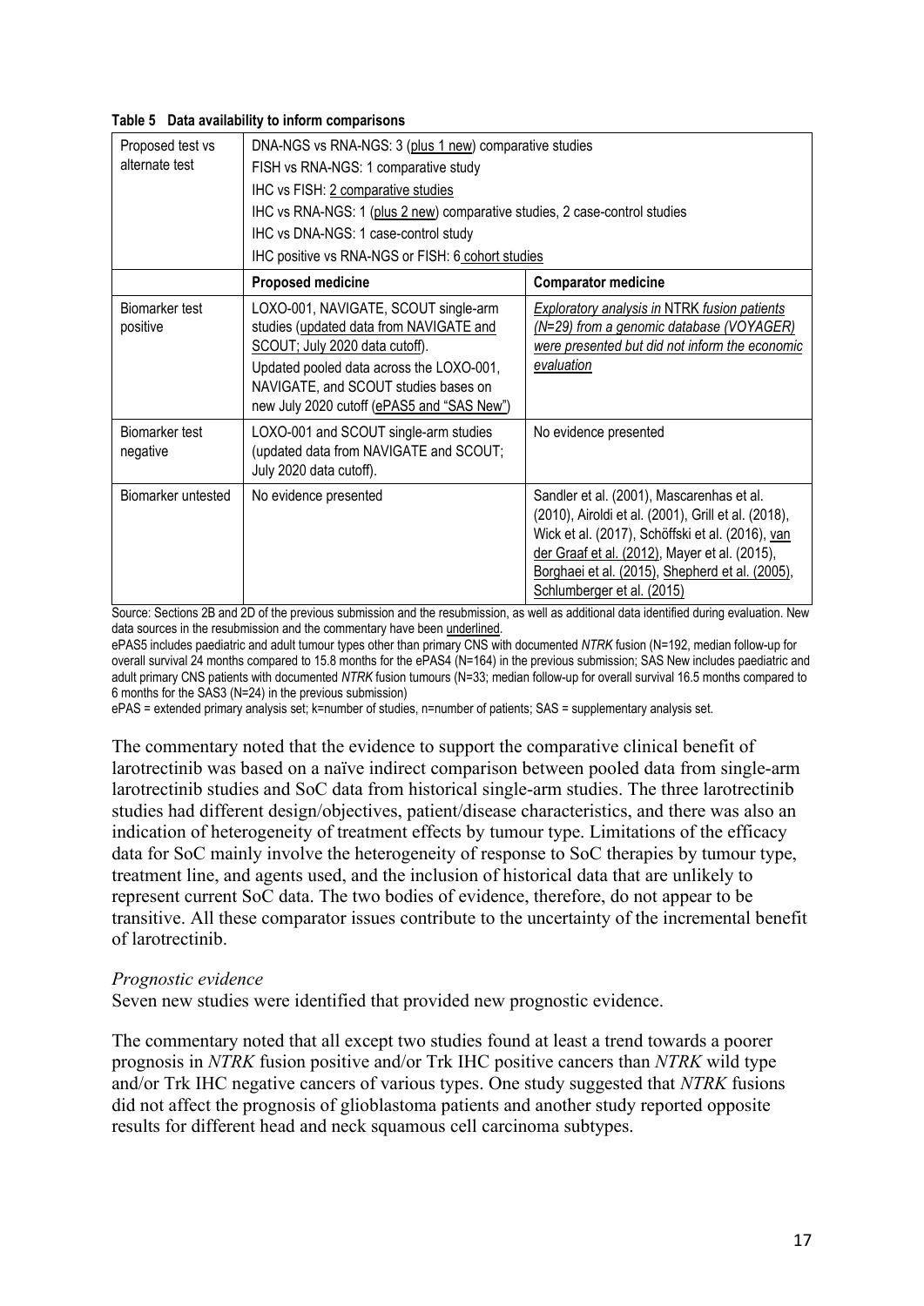**Table 5 Data availability to inform comparisons**

| | | |
|---|---|---|
| Proposed test vs alternate test | DNA-NGS vs RNA-NGS: 3 (plus 1 new) comparative studies<br>FISH vs RNA-NGS: 1 comparative study<br>IHC vs FISH: 2 comparative studies<br>IHC vs RNA-NGS: 1 (plus 2 new) comparative studies, 2 case-control studies<br>IHC vs DNA-NGS: 1 case-control study<br>IHC positive vs RNA-NGS or FISH: 6 cohort studies | |
| | **Proposed medicine** | **Comparator medicine** |
| Biomarker test positive | LOXO-001, NAVIGATE, SCOUT single-arm studies (updated data from NAVIGATE and SCOUT; July 2020 data cutoff).<br>Updated pooled data across the LOXO-001, NAVIGATE, and SCOUT studies bases on new July 2020 cutoff (ePAS5 and "SAS New") | *Exploratory analysis in NTRK fusion patients (N=29) from a genomic database (VOYAGER) were presented but did not inform the economic evaluation* |
| Biomarker test negative | LOXO-001 and SCOUT single-arm studies (updated data from NAVIGATE and SCOUT; July 2020 data cutoff). | No evidence presented |
| Biomarker untested | No evidence presented | Sandler et al. (2001), Mascarenhas et al. (2010), Airoldi et al. (2001), Grill et al. (2018), Wick et al. (2017), Schöffski et al. (2016), van der Graaf et al. (2012), Mayer et al. (2015), Borghaei et al. (2015), Shepherd et al. (2005), Schlumberger et al. (2015) |

Source: Sections 2B and 2D of the previous submission and the resubmission, as well as additional data identified during evaluation. New data sources in the resubmission and the commentary have been underlined.

ePAS5 includes paediatric and adult tumour types other than primary CNS with documented *NTRK* fusion (N=192, median follow-up for overall survival 24 months compared to 15.8 months for the ePAS4 (N=164) in the previous submission; SAS New includes paediatric and adult primary CNS patients with documented *NTRK* fusion tumours (N=33; median follow-up for overall survival 16.5 months compared to 6 months for the SAS3 (N=24) in the previous submission)

ePAS = extended primary analysis set; k=number of studies, n=number of patients; SAS = supplementary analysis set.

The commentary noted that the evidence to support the comparative clinical benefit of larotrectinib was based on a naïve indirect comparison between pooled data from single-arm larotrectinib studies and SoC data from historical single-arm studies. The three larotrectinib studies had different design/objectives, patient/disease characteristics, and there was also an indication of heterogeneity of treatment effects by tumour type. Limitations of the efficacy data for SoC mainly involve the heterogeneity of response to SoC therapies by tumour type, treatment line, and agents used, and the inclusion of historical data that are unlikely to represent current SoC data. The two bodies of evidence, therefore, do not appear to be transitive. All these comparator issues contribute to the uncertainty of the incremental benefit of larotrectinib.

*Prognostic evidence*

Seven new studies were identified that provided new prognostic evidence.

The commentary noted that all except two studies found at least a trend towards a poorer prognosis in *NTRK* fusion positive and/or Trk IHC positive cancers than *NTRK* wild type and/or Trk IHC negative cancers of various types. One study suggested that *NTRK* fusions did not affect the prognosis of glioblastoma patients and another study reported opposite results for different head and neck squamous cell carcinoma subtypes.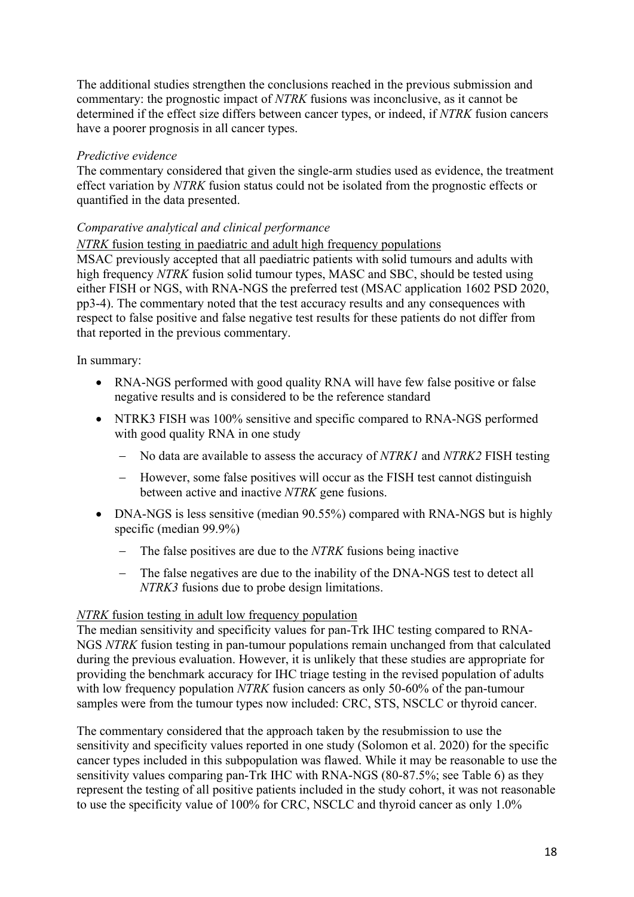The additional studies strengthen the conclusions reached in the previous submission and commentary: the prognostic impact of *NTRK* fusions was inconclusive, as it cannot be determined if the effect size differs between cancer types, or indeed, if *NTRK* fusion cancers have a poorer prognosis in all cancer types.

*Predictive evidence*

The commentary considered that given the single-arm studies used as evidence, the treatment effect variation by *NTRK* fusion status could not be isolated from the prognostic effects or quantified in the data presented.

*Comparative analytical and clinical performance*

<u>*NTRK* fusion testing in paediatric and adult high frequency populations</u>

MSAC previously accepted that all paediatric patients with solid tumours and adults with high frequency *NTRK* fusion solid tumour types, MASC and SBC, should be tested using either FISH or NGS, with RNA-NGS the preferred test (MSAC application 1602 PSD 2020, pp3-4). The commentary noted that the test accuracy results and any consequences with respect to false positive and false negative test results for these patients do not differ from that reported in the previous commentary.

In summary:

- RNA-NGS performed with good quality RNA will have few false positive or false negative results and is considered to be the reference standard
- NTRK3 FISH was 100% sensitive and specific compared to RNA-NGS performed with good quality RNA in one study
  - No data are available to assess the accuracy of *NTRK1* and *NTRK2* FISH testing
  - However, some false positives will occur as the FISH test cannot distinguish between active and inactive *NTRK* gene fusions.
- DNA-NGS is less sensitive (median 90.55%) compared with RNA-NGS but is highly specific (median 99.9%)
  - The false positives are due to the *NTRK* fusions being inactive
  - The false negatives are due to the inability of the DNA-NGS test to detect all *NTRK3* fusions due to probe design limitations.

<u>*NTRK* fusion testing in adult low frequency population</u>

The median sensitivity and specificity values for pan-Trk IHC testing compared to RNA-NGS *NTRK* fusion testing in pan-tumour populations remain unchanged from that calculated during the previous evaluation. However, it is unlikely that these studies are appropriate for providing the benchmark accuracy for IHC triage testing in the revised population of adults with low frequency population *NTRK* fusion cancers as only 50-60% of the pan-tumour samples were from the tumour types now included: CRC, STS, NSCLC or thyroid cancer.

The commentary considered that the approach taken by the resubmission to use the sensitivity and specificity values reported in one study (Solomon et al. 2020) for the specific cancer types included in this subpopulation was flawed. While it may be reasonable to use the sensitivity values comparing pan-Trk IHC with RNA-NGS (80-87.5%; see Table 6) as they represent the testing of all positive patients included in the study cohort, it was not reasonable to use the specificity value of 100% for CRC, NSCLC and thyroid cancer as only 1.0%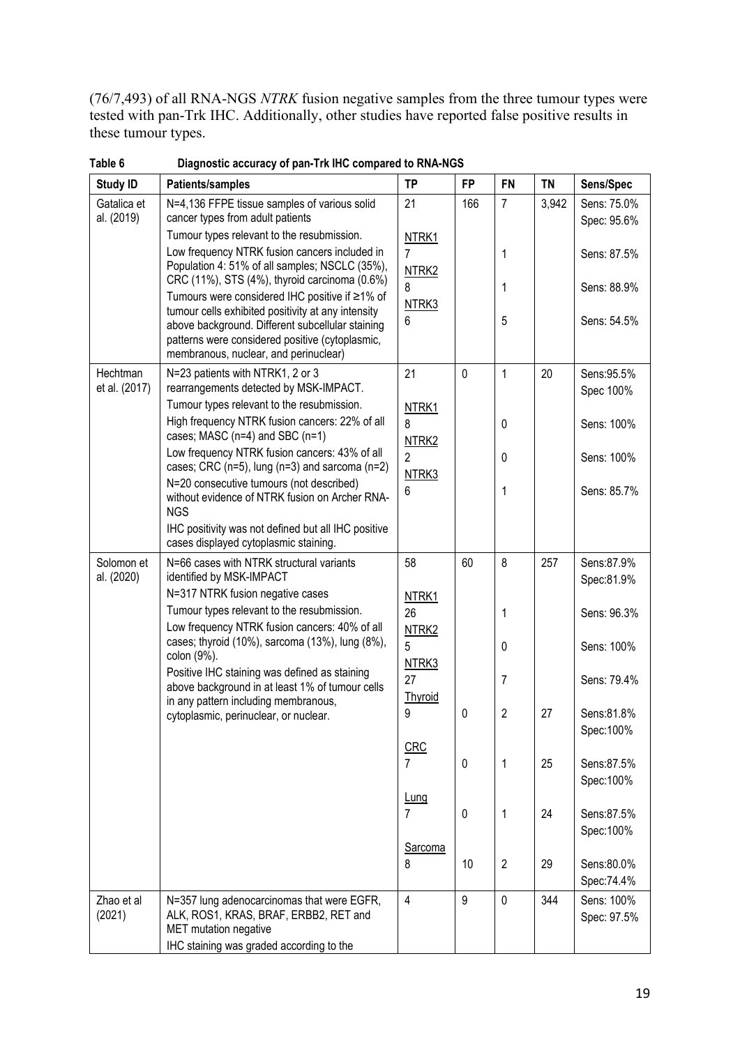(76/7,493) of all RNA-NGS *NTRK* fusion negative samples from the three tumour types were tested with pan-Trk IHC. Additionally, other studies have reported false positive results in these tumour types.

**Table 6 Diagnostic accuracy of pan-Trk IHC compared to RNA-NGS**

| Study ID | Patients/samples | TP | FP | FN | TN | Sens/Spec |
|---|---|---|---|---|---|---|
| Gatalica et al. (2019) | N=4,136 FFPE tissue samples of various solid cancer types from adult patients<br>Tumour types relevant to the resubmission.<br>Low frequency NTRK fusion cancers included in Population 4: 51% of all samples; NSCLC (35%), CRC (11%), STS (4%), thyroid carcinoma (0.6%)<br>Tumours were considered IHC positive if ≥1% of tumour cells exhibited positivity at any intensity above background. Different subcellular staining patterns were considered positive (cytoplasmic, membranous, nuclear, and perinuclear) | 21<br>NTRK1<br>7<br>NTRK2<br>8<br>NTRK3<br>6 | 166 | 7<br><br>1<br><br>1<br><br>5 | 3,942 | Sens: 75.0%<br>Spec: 95.6%<br><br>Sens: 87.5%<br><br>Sens: 88.9%<br><br>Sens: 54.5% |
| Hechtman et al. (2017) | N=23 patients with NTRK1, 2 or 3 rearrangements detected by MSK-IMPACT.<br>Tumour types relevant to the resubmission.<br>High frequency NTRK fusion cancers: 22% of all cases; MASC (n=4) and SBC (n=1)<br>Low frequency NTRK fusion cancers: 43% of all cases; CRC (n=5), lung (n=3) and sarcoma (n=2)<br>N=20 consecutive tumours (not described) without evidence of NTRK fusion on Archer RNA-NGS<br>IHC positivity was not defined but all IHC positive cases displayed cytoplasmic staining. | 21<br>NTRK1<br>8<br>NTRK2<br>2<br>NTRK3<br>6 | 0 | 1<br><br>0<br><br>0<br><br>1 | 20 | Sens:95.5%<br>Spec 100%<br><br>Sens: 100%<br><br>Sens: 100%<br><br>Sens: 85.7% |
| Solomon et al. (2020) | N=66 cases with NTRK structural variants identified by MSK-IMPACT<br>N=317 NTRK fusion negative cases<br>Tumour types relevant to the resubmission.<br>Low frequency NTRK fusion cancers: 40% of all cases; thyroid (10%), sarcoma (13%), lung (8%), colon (9%).<br>Positive IHC staining was defined as staining above background in at least 1% of tumour cells in any pattern including membranous, cytoplasmic, perinuclear, or nuclear. | 58<br>NTRK1<br>26<br>NTRK2<br>5<br>NTRK3<br>27<br>Thyroid<br>9<br>CRC<br>7<br>Lung<br>7<br>Sarcoma<br>8 | 60<br><br><br><br><br><br><br><br>0<br><br>0<br><br>0<br><br>10 | 8<br><br>1<br><br>0<br><br>7<br><br>2<br><br>1<br><br>1<br><br>2 | 257<br><br><br><br><br><br><br><br>27<br><br>25<br><br>24<br><br>29 | Sens:87.9%<br>Spec:81.9%<br><br>Sens: 96.3%<br><br>Sens: 100%<br><br>Sens: 79.4%<br><br>Sens:81.8%<br>Spec:100%<br><br>Sens:87.5%<br>Spec:100%<br><br>Sens:87.5%<br>Spec:100%<br><br>Sens:80.0%<br>Spec:74.4% |
| Zhao et al (2021) | N=357 lung adenocarcinomas that were EGFR, ALK, ROS1, KRAS, BRAF, ERBB2, RET and MET mutation negative<br>IHC staining was graded according to the | 4 | 9 | 0 | 344 | Sens: 100%<br>Spec: 97.5% |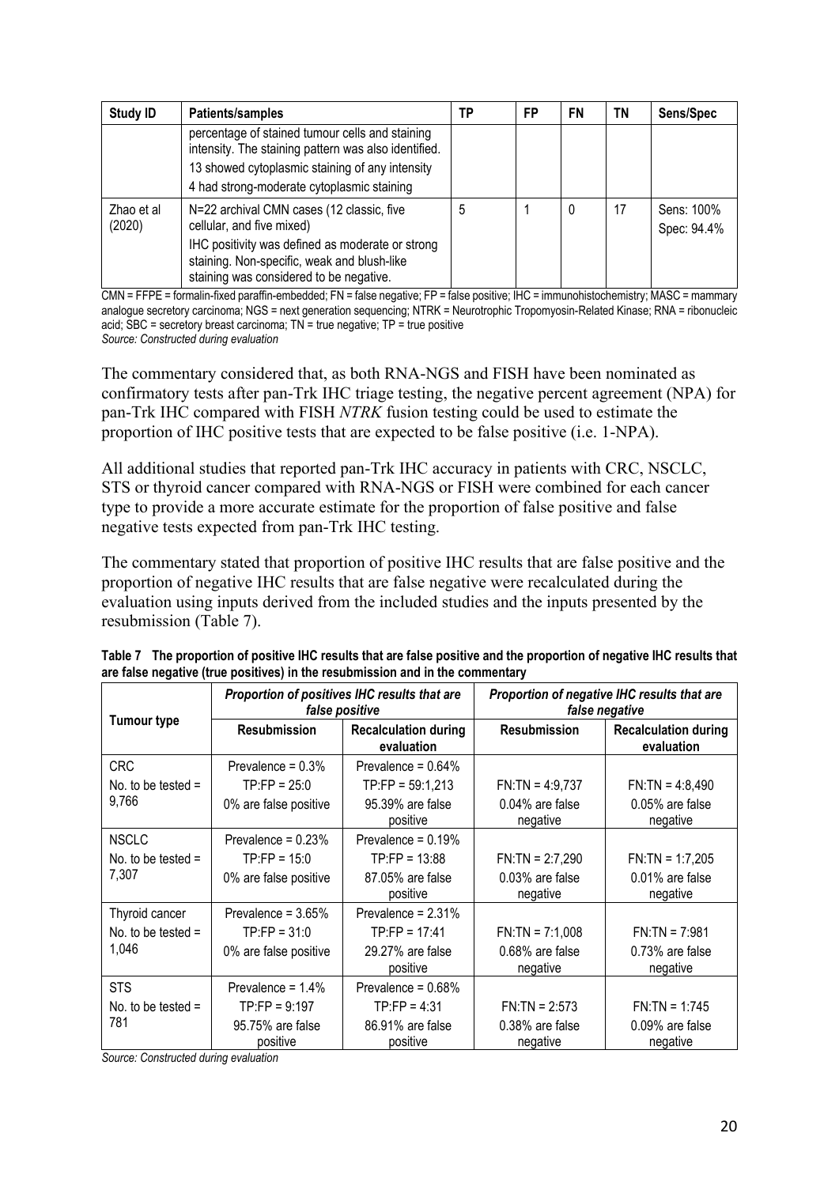| Study ID | Patients/samples | TP | FP | FN | TN | Sens/Spec |
|---|---|---|---|---|---|---|
| | percentage of stained tumour cells and staining intensity. The staining pattern was also identified. 13 showed cytoplasmic staining of any intensity 4 had strong-moderate cytoplasmic staining | | | | | |
| Zhao et al (2020) | N=22 archival CMN cases (12 classic, five cellular, and five mixed) IHC positivity was defined as moderate or strong staining. Non-specific, weak and blush-like staining was considered to be negative. | 5 | 1 | 0 | 17 | Sens: 100% Spec: 94.4% |

CMN = FFPE = formalin-fixed paraffin-embedded; FN = false negative; FP = false positive; IHC = immunohistochemistry; MASC = mammary analogue secretory carcinoma; NGS = next generation sequencing; NTRK = Neurotrophic Tropomyosin-Related Kinase; RNA = ribonucleic acid; SBC = secretory breast carcinoma; TN = true negative; TP = true positive
*Source: Constructed during evaluation*

The commentary considered that, as both RNA-NGS and FISH have been nominated as confirmatory tests after pan-Trk IHC triage testing, the negative percent agreement (NPA) for pan-Trk IHC compared with FISH *NTRK* fusion testing could be used to estimate the proportion of IHC positive tests that are expected to be false positive (i.e. 1-NPA).

All additional studies that reported pan-Trk IHC accuracy in patients with CRC, NSCLC, STS or thyroid cancer compared with RNA-NGS or FISH were combined for each cancer type to provide a more accurate estimate for the proportion of false positive and false negative tests expected from pan-Trk IHC testing.

The commentary stated that proportion of positive IHC results that are false positive and the proportion of negative IHC results that are false negative were recalculated during the evaluation using inputs derived from the included studies and the inputs presented by the resubmission (Table 7).

**Table 7 The proportion of positive IHC results that are false positive and the proportion of negative IHC results that are false negative (true positives) in the resubmission and in the commentary**

| Tumour type | *Proportion of positives IHC results that are false positive* | | *Proportion of negative IHC results that are false negative* | |
|---|---|---|---|---|
| | **Resubmission** | **Recalculation during evaluation** | **Resubmission** | **Recalculation during evaluation** |
| CRC No. to be tested = 9,766 | Prevalence = 0.3% TP:FP = 25:0 0% are false positive | Prevalence = 0.64% TP:FP = 59:1,213 95.39% are false positive | FN:TN = 4:9,737 0.04% are false negative | FN:TN = 4:8,490 0.05% are false negative |
| NSCLC No. to be tested = 7,307 | Prevalence = 0.23% TP:FP = 15:0 0% are false positive | Prevalence = 0.19% TP:FP = 13:88 87.05% are false positive | FN:TN = 2:7,290 0.03% are false negative | FN:TN = 1:7,205 0.01% are false negative |
| Thyroid cancer No. to be tested = 1,046 | Prevalence = 3.65% TP:FP = 31:0 0% are false positive | Prevalence = 2.31% TP:FP = 17:41 29.27% are false positive | FN:TN = 7:1,008 0.68% are false negative | FN:TN = 7:981 0.73% are false negative |
| STS No. to be tested = 781 | Prevalence = 1.4% TP:FP = 9:197 95.75% are false positive | Prevalence = 0.68% TP:FP = 4:31 86.91% are false positive | FN:TN = 2:573 0.38% are false negative | FN:TN = 1:745 0.09% are false negative |

*Source: Constructed during evaluation*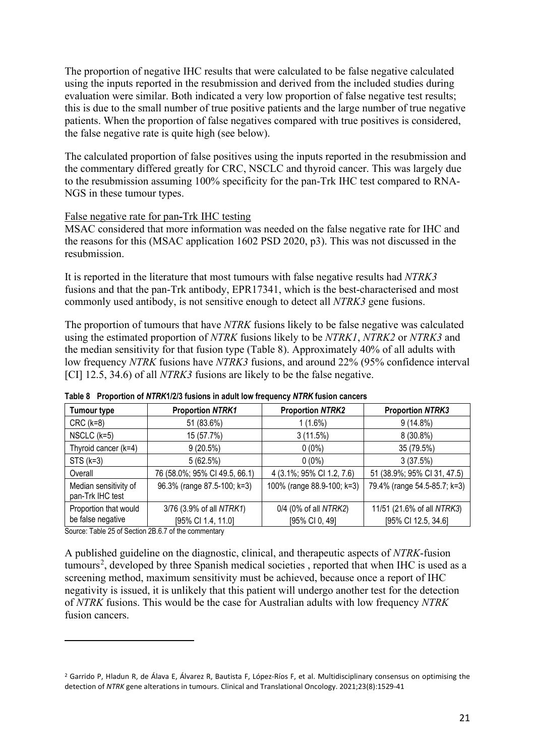The proportion of negative IHC results that were calculated to be false negative calculated using the inputs reported in the resubmission and derived from the included studies during evaluation were similar. Both indicated a very low proportion of false negative test results; this is due to the small number of true positive patients and the large number of true negative patients. When the proportion of false negatives compared with true positives is considered, the false negative rate is quite high (see below).

The calculated proportion of false positives using the inputs reported in the resubmission and the commentary differed greatly for CRC, NSCLC and thyroid cancer. This was largely due to the resubmission assuming 100% specificity for the pan-Trk IHC test compared to RNA-NGS in these tumour types.

False negative rate for pan-Trk IHC testing

MSAC considered that more information was needed on the false negative rate for IHC and the reasons for this (MSAC application 1602 PSD 2020, p3). This was not discussed in the resubmission.

It is reported in the literature that most tumours with false negative results had *NTRK3* fusions and that the pan-Trk antibody, EPR17341, which is the best-characterised and most commonly used antibody, is not sensitive enough to detect all *NTRK3* gene fusions.

The proportion of tumours that have *NTRK* fusions likely to be false negative was calculated using the estimated proportion of *NTRK* fusions likely to be *NTRK1*, *NTRK2* or *NTRK3* and the median sensitivity for that fusion type (Table 8). Approximately 40% of all adults with low frequency *NTRK* fusions have *NTRK3* fusions, and around 22% (95% confidence interval [CI] 12.5, 34.6) of all *NTRK3* fusions are likely to be the false negative.

**Table 8 Proportion of *NTRK*1/2/3 fusions in adult low frequency *NTRK* fusion cancers**

| Tumour type | Proportion *NTRK1* | Proportion *NTRK2* | Proportion *NTRK3* |
| --- | --- | --- | --- |
| CRC (k=8) | 51 (83.6%) | 1 (1.6%) | 9 (14.8%) |
| NSCLC (k=5) | 15 (57.7%) | 3 (11.5%) | 8 (30.8%) |
| Thyroid cancer (k=4) | 9 (20.5%) | 0 (0%) | 35 (79.5%) |
| STS (k=3) | 5 (62.5%) | 0 (0%) | 3 (37.5%) |
| Overall | 76 (58.0%; 95% CI 49.5, 66.1) | 4 (3.1%; 95% CI 1.2, 7.6) | 51 (38.9%; 95% CI 31, 47.5) |
| Median sensitivity of pan-Trk IHC test | 96.3% (range 87.5-100; k=3) | 100% (range 88.9-100; k=3) | 79.4% (range 54.5-85.7; k=3) |
| Proportion that would be false negative | 3/76 (3.9% of all *NTRK1*) [95% CI 1.4, 11.0] | 0/4 (0% of all *NTRK2*) [95% CI 0, 49] | 11/51 (21.6% of all *NTRK3*) [95% CI 12.5, 34.6] |

Source: Table 25 of Section 2B.6.7 of the commentary

A published guideline on the diagnostic, clinical, and therapeutic aspects of *NTRK*-fusion tumours[2], developed by three Spanish medical societies , reported that when IHC is used as a screening method, maximum sensitivity must be achieved, because once a report of IHC negativity is issued, it is unlikely that this patient will undergo another test for the detection of *NTRK* fusions. This would be the case for Australian adults with low frequency *NTRK* fusion cancers.

[2] Garrido P, Hladun R, de Álava E, Álvarez R, Bautista F, López-Ríos F, et al. Multidisciplinary consensus on optimising the detection of *NTRK* gene alterations in tumours. Clinical and Translational Oncology. 2021;23(8):1529-41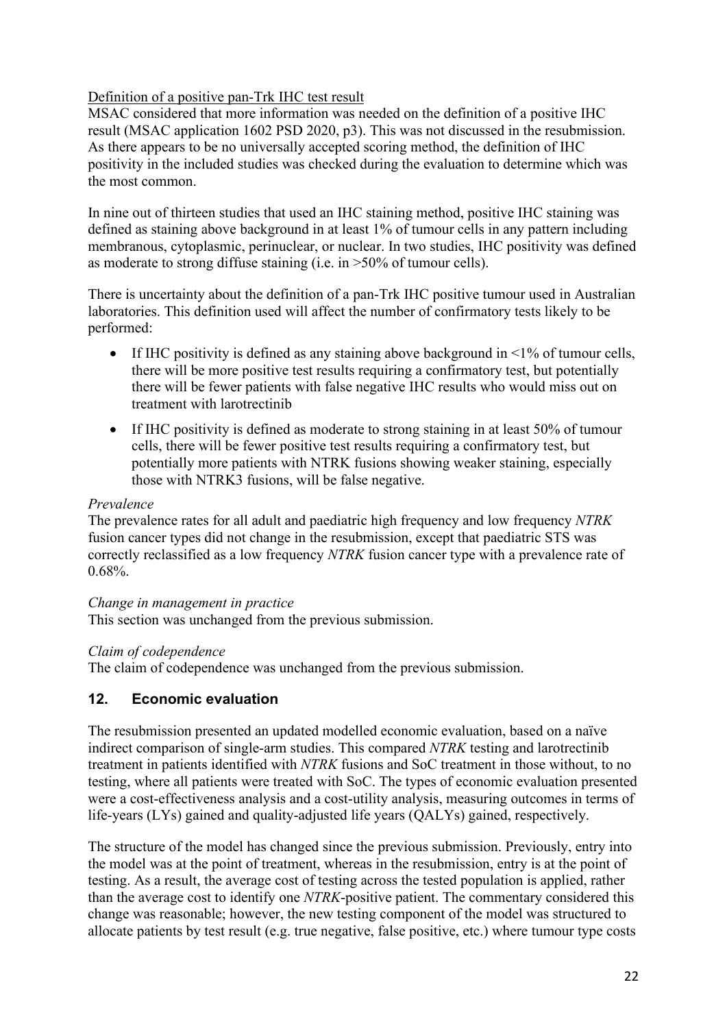Definition of a positive pan-Trk IHC test result

MSAC considered that more information was needed on the definition of a positive IHC result (MSAC application 1602 PSD 2020, p3). This was not discussed in the resubmission. As there appears to be no universally accepted scoring method, the definition of IHC positivity in the included studies was checked during the evaluation to determine which was the most common.

In nine out of thirteen studies that used an IHC staining method, positive IHC staining was defined as staining above background in at least 1% of tumour cells in any pattern including membranous, cytoplasmic, perinuclear, or nuclear. In two studies, IHC positivity was defined as moderate to strong diffuse staining (i.e. in >50% of tumour cells).

There is uncertainty about the definition of a pan-Trk IHC positive tumour used in Australian laboratories. This definition used will affect the number of confirmatory tests likely to be performed:

- If IHC positivity is defined as any staining above background in <1% of tumour cells, there will be more positive test results requiring a confirmatory test, but potentially there will be fewer patients with false negative IHC results who would miss out on treatment with larotrectinib
- If IHC positivity is defined as moderate to strong staining in at least 50% of tumour cells, there will be fewer positive test results requiring a confirmatory test, but potentially more patients with NTRK fusions showing weaker staining, especially those with NTRK3 fusions, will be false negative.

*Prevalence*

The prevalence rates for all adult and paediatric high frequency and low frequency *NTRK* fusion cancer types did not change in the resubmission, except that paediatric STS was correctly reclassified as a low frequency *NTRK* fusion cancer type with a prevalence rate of 0.68%.

*Change in management in practice*

This section was unchanged from the previous submission.

*Claim of codependence*

The claim of codependence was unchanged from the previous submission.

## 12. Economic evaluation

The resubmission presented an updated modelled economic evaluation, based on a naïve indirect comparison of single-arm studies. This compared *NTRK* testing and larotrectinib treatment in patients identified with *NTRK* fusions and SoC treatment in those without, to no testing, where all patients were treated with SoC. The types of economic evaluation presented were a cost-effectiveness analysis and a cost-utility analysis, measuring outcomes in terms of life-years (LYs) gained and quality-adjusted life years (QALYs) gained, respectively.

The structure of the model has changed since the previous submission. Previously, entry into the model was at the point of treatment, whereas in the resubmission, entry is at the point of testing. As a result, the average cost of testing across the tested population is applied, rather than the average cost to identify one *NTRK*-positive patient. The commentary considered this change was reasonable; however, the new testing component of the model was structured to allocate patients by test result (e.g. true negative, false positive, etc.) where tumour type costs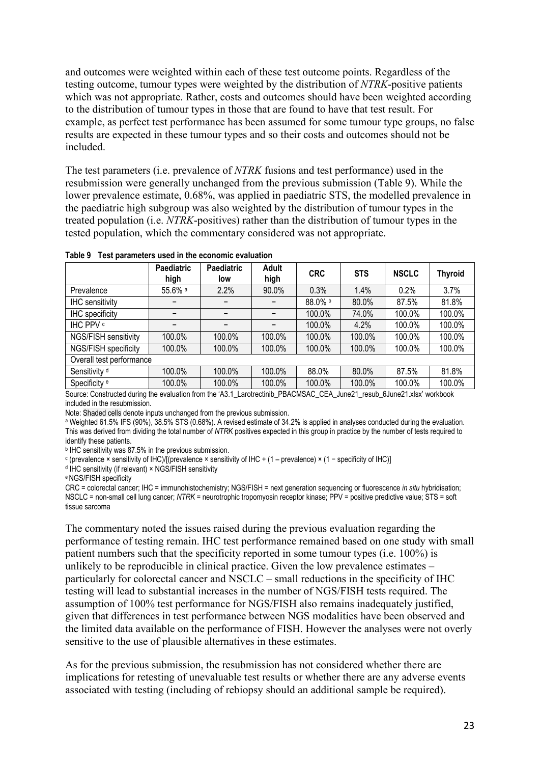and outcomes were weighted within each of these test outcome points. Regardless of the testing outcome, tumour types were weighted by the distribution of *NTRK*-positive patients which was not appropriate. Rather, costs and outcomes should have been weighted according to the distribution of tumour types in those that are found to have that test result. For example, as perfect test performance has been assumed for some tumour type groups, no false results are expected in these tumour types and so their costs and outcomes should not be included.

The test parameters (i.e. prevalence of *NTRK* fusions and test performance) used in the resubmission were generally unchanged from the previous submission (Table 9). While the lower prevalence estimate, 0.68%, was applied in paediatric STS, the modelled prevalence in the paediatric high subgroup was also weighted by the distribution of tumour types in the treated population (i.e. *NTRK*-positives) rather than the distribution of tumour types in the tested population, which the commentary considered was not appropriate.

**Table 9 Test parameters used in the economic evaluation**

| | Paediatric high | Paediatric low | Adult high | CRC | STS | NSCLC | Thyroid |
|---|---|---|---|---|---|---|---|
| Prevalence | 55.6% [a] | 2.2% | 90.0% | 0.3% | 1.4% | 0.2% | 3.7% |
| IHC sensitivity | – | – | – | 88.0% [b] | 80.0% | 87.5% | 81.8% |
| IHC specificity | – | – | – | 100.0% | 74.0% | 100.0% | 100.0% |
| IHC PPV [c] | – | – | – | 100.0% | 4.2% | 100.0% | 100.0% |
| NGS/FISH sensitivity | 100.0% | 100.0% | 100.0% | 100.0% | 100.0% | 100.0% | 100.0% |
| NGS/FISH specificity | 100.0% | 100.0% | 100.0% | 100.0% | 100.0% | 100.0% | 100.0% |
| Overall test performance | | | | | | | |
| Sensitivity [d] | 100.0% | 100.0% | 100.0% | 88.0% | 80.0% | 87.5% | 81.8% |
| Specificity [e] | 100.0% | 100.0% | 100.0% | 100.0% | 100.0% | 100.0% | 100.0% |

Source: Constructed during the evaluation from the 'A3.1_Larotrectinib_PBACMSAC_CEA_June21_resub_6June21.xlsx' workbook included in the resubmission.

Note: Shaded cells denote inputs unchanged from the previous submission.

[a] Weighted 61.5% IFS (90%), 38.5% STS (0.68%). A revised estimate of 34.2% is applied in analyses conducted during the evaluation. This was derived from dividing the total number of *NTRK* positives expected in this group in practice by the number of tests required to identify these patients.

[b] IHC sensitivity was 87.5% in the previous submission.

[c] (prevalence × sensitivity of IHC)/[(prevalence × sensitivity of IHC + (1 – prevalence) × (1 − specificity of IHC)]

[d] IHC sensitivity (if relevant) × NGS/FISH sensitivity

[e] NGS/FISH specificity

CRC = colorectal cancer; IHC = immunohistochemistry; NGS/FISH = next generation sequencing or fluorescence *in situ* hybridisation; NSCLC = non-small cell lung cancer; *NTRK* = neurotrophic tropomyosin receptor kinase; PPV = positive predictive value; STS = soft tissue sarcoma

The commentary noted the issues raised during the previous evaluation regarding the performance of testing remain. IHC test performance remained based on one study with small patient numbers such that the specificity reported in some tumour types (i.e. 100%) is unlikely to be reproducible in clinical practice. Given the low prevalence estimates – particularly for colorectal cancer and NSCLC – small reductions in the specificity of IHC testing will lead to substantial increases in the number of NGS/FISH tests required. The assumption of 100% test performance for NGS/FISH also remains inadequately justified, given that differences in test performance between NGS modalities have been observed and the limited data available on the performance of FISH. However the analyses were not overly sensitive to the use of plausible alternatives in these estimates.

As for the previous submission, the resubmission has not considered whether there are implications for retesting of unevaluable test results or whether there are any adverse events associated with testing (including of rebiopsy should an additional sample be required).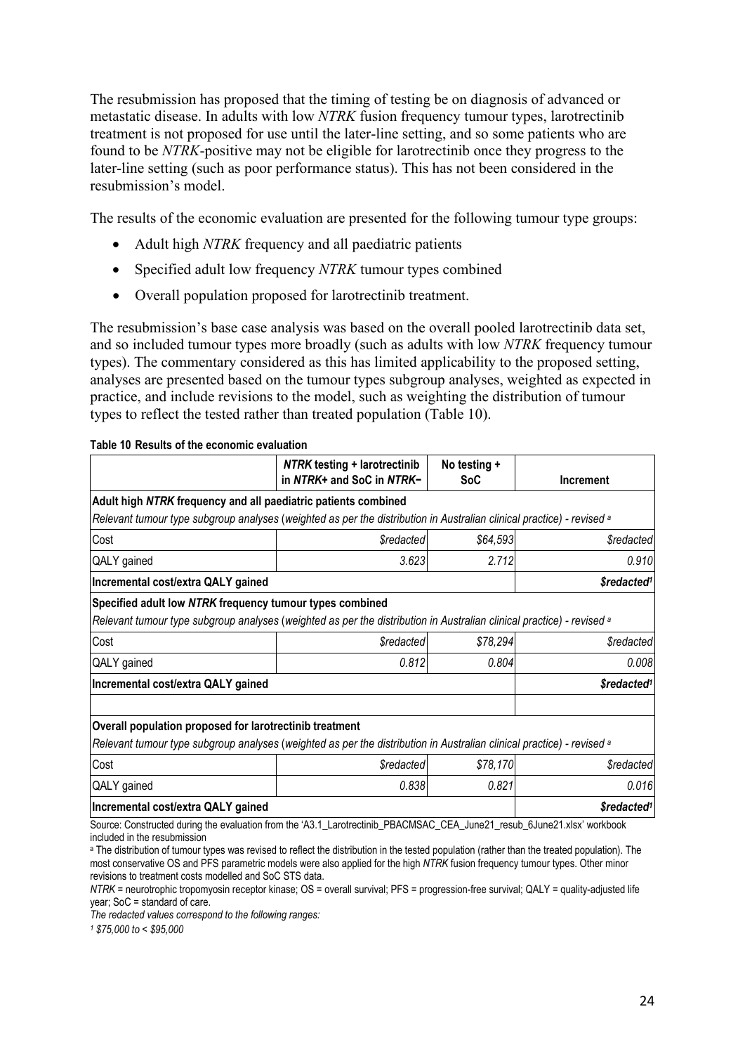The resubmission has proposed that the timing of testing be on diagnosis of advanced or metastatic disease. In adults with low *NTRK* fusion frequency tumour types, larotrectinib treatment is not proposed for use until the later-line setting, and so some patients who are found to be *NTRK*-positive may not be eligible for larotrectinib once they progress to the later-line setting (such as poor performance status). This has not been considered in the resubmission's model.

The results of the economic evaluation are presented for the following tumour type groups:

- Adult high *NTRK* frequency and all paediatric patients
- Specified adult low frequency *NTRK* tumour types combined
- Overall population proposed for larotrectinib treatment.

The resubmission's base case analysis was based on the overall pooled larotrectinib data set, and so included tumour types more broadly (such as adults with low *NTRK* frequency tumour types). The commentary considered as this has limited applicability to the proposed setting, analyses are presented based on the tumour types subgroup analyses, weighted as expected in practice, and include revisions to the model, such as weighting the distribution of tumour types to reflect the tested rather than treated population (Table 10).

**Table 10 Results of the economic evaluation**

| | ***NTRK* testing + larotrectinib in *NTRK*+ and SoC in *NTRK*−** | **No testing + SoC** | **Increment** |
|---|---|---|---|
| **Adult high *NTRK* frequency and all paediatric patients combined** | | | |
| *Relevant tumour type subgroup analyses (weighted as per the distribution in Australian clinical practice) - revised [a]* | | | |
| Cost | *$redacted* | *$64,593* | *$redacted* |
| QALY gained | *3.623* | *2.712* | *0.910* |
| **Incremental cost/extra QALY gained** | | | ***$redacted[1]*** |
| **Specified adult low *NTRK* frequency tumour types combined** | | | |
| *Relevant tumour type subgroup analyses (weighted as per the distribution in Australian clinical practice) - revised [a]* | | | |
| Cost | *$redacted* | *$78,294* | *$redacted* |
| QALY gained | *0.812* | *0.804* | *0.008* |
| **Incremental cost/extra QALY gained** | | | ***$redacted[1]*** |
| | | | |
| **Overall population proposed for larotrectinib treatment** | | | |
| *Relevant tumour type subgroup analyses (weighted as per the distribution in Australian clinical practice) - revised [a]* | | | |
| Cost | *$redacted* | *$78,170* | *$redacted* |
| QALY gained | *0.838* | *0.821* | *0.016* |
| **Incremental cost/extra QALY gained** | | | ***$redacted[1]*** |

Source: Constructed during the evaluation from the 'A3.1_Larotrectinib_PBACMSAC_CEA_June21_resub_6June21.xlsx' workbook included in the resubmission

[a] The distribution of tumour types was revised to reflect the distribution in the tested population (rather than the treated population). The most conservative OS and PFS parametric models were also applied for the high *NTRK* fusion frequency tumour types. Other minor revisions to treatment costs modelled and SoC STS data.

*NTRK* = neurotrophic tropomyosin receptor kinase; OS = overall survival; PFS = progression-free survival; QALY = quality-adjusted life year; SoC = standard of care.

*The redacted values correspond to the following ranges:*

*[1] $75,000 to < $95,000*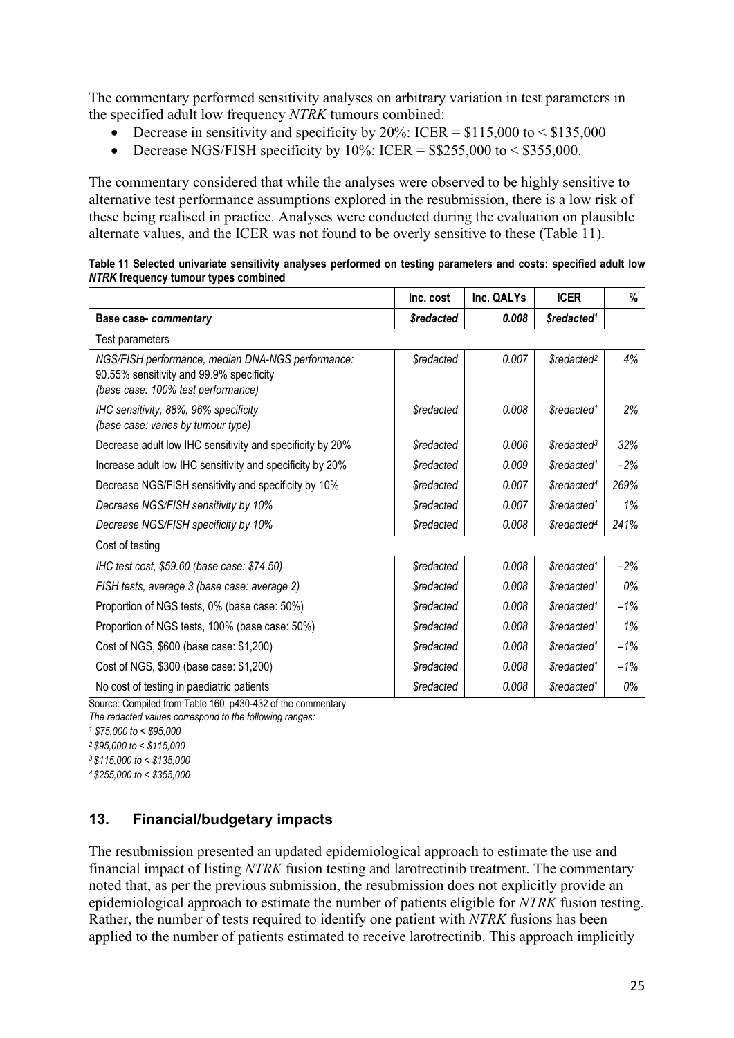The commentary performed sensitivity analyses on arbitrary variation in test parameters in the specified adult low frequency *NTRK* tumours combined:

- Decrease in sensitivity and specificity by 20%: ICER = \$115,000 to < \$135,000
- Decrease NGS/FISH specificity by 10%: ICER = \$\$255,000 to < \$355,000.

The commentary considered that while the analyses were observed to be highly sensitive to alternative test performance assumptions explored in the resubmission, there is a low risk of these being realised in practice. Analyses were conducted during the evaluation on plausible alternate values, and the ICER was not found to be overly sensitive to these (Table 11).

**Table 11 Selected univariate sensitivity analyses performed on testing parameters and costs: specified adult low *NTRK* frequency tumour types combined**

| | Inc. cost | Inc. QALYs | ICER | % |
|---|---|---|---|---|
| **Base case- *commentary*** | ***\$redacted*** | ***0.008*** | ***\$redacted*[1]** | |
| Test parameters | | | | |
| *NGS/FISH performance, median DNA-NGS performance: 90.55% sensitivity and 99.9% specificity (base case: 100% test performance)* | *\$redacted* | *0.007* | *\$redacted*[2] | *4%* |
| *IHC sensitivity, 88%, 96% specificity (base case: varies by tumour type)* | *\$redacted* | *0.008* | *\$redacted*[1] | *2%* |
| Decrease adult low IHC sensitivity and specificity by 20% | *\$redacted* | *0.006* | *\$redacted*[3] | *32%* |
| Increase adult low IHC sensitivity and specificity by 20% | *\$redacted* | *0.009* | *\$redacted*[1] | *–2%* |
| Decrease NGS/FISH sensitivity and specificity by 10% | *\$redacted* | *0.007* | *\$redacted*[4] | *269%* |
| *Decrease NGS/FISH sensitivity by 10%* | *\$redacted* | *0.007* | *\$redacted*[1] | *1%* |
| *Decrease NGS/FISH specificity by 10%* | *\$redacted* | *0.008* | *\$redacted*[4] | *241%* |
| Cost of testing | | | | |
| *IHC test cost, \$59.60 (base case: \$74.50)* | *\$redacted* | *0.008* | *\$redacted*[1] | *–2%* |
| *FISH tests, average 3 (base case: average 2)* | *\$redacted* | *0.008* | *\$redacted*[1] | *0%* |
| Proportion of NGS tests, 0% (base case: 50%) | *\$redacted* | *0.008* | *\$redacted*[1] | *–1%* |
| Proportion of NGS tests, 100% (base case: 50%) | *\$redacted* | *0.008* | *\$redacted*[1] | *1%* |
| Cost of NGS, \$600 (base case: \$1,200) | *\$redacted* | *0.008* | *\$redacted*[1] | *–1%* |
| Cost of NGS, \$300 (base case: \$1,200) | *\$redacted* | *0.008* | *\$redacted*[1] | *–1%* |
| No cost of testing in paediatric patients | *\$redacted* | *0.008* | *\$redacted*[1] | *0%* |

Source: Compiled from Table 160, p430-432 of the commentary

*The redacted values correspond to the following ranges:*

*[1] \$75,000 to < \$95,000*

*[2] \$95,000 to < \$115,000*

*[3] \$115,000 to < \$135,000*

*[4] \$255,000 to < \$355,000*

## 13. Financial/budgetary impacts

The resubmission presented an updated epidemiological approach to estimate the use and financial impact of listing *NTRK* fusion testing and larotrectinib treatment. The commentary noted that, as per the previous submission, the resubmission does not explicitly provide an epidemiological approach to estimate the number of patients eligible for *NTRK* fusion testing. Rather, the number of tests required to identify one patient with *NTRK* fusions has been applied to the number of patients estimated to receive larotrectinib. This approach implicitly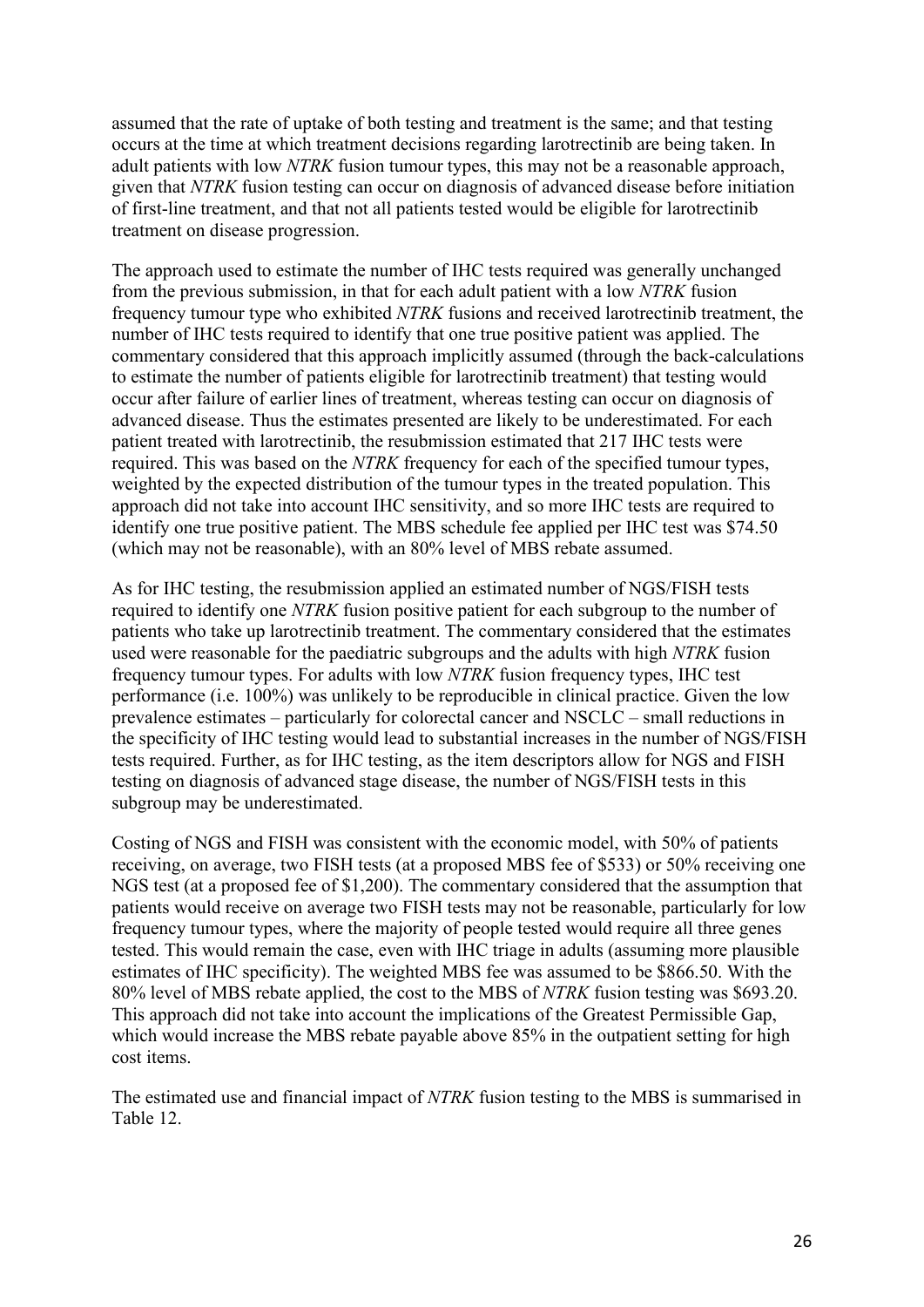assumed that the rate of uptake of both testing and treatment is the same; and that testing occurs at the time at which treatment decisions regarding larotrectinib are being taken. In adult patients with low *NTRK* fusion tumour types, this may not be a reasonable approach, given that *NTRK* fusion testing can occur on diagnosis of advanced disease before initiation of first-line treatment, and that not all patients tested would be eligible for larotrectinib treatment on disease progression.

The approach used to estimate the number of IHC tests required was generally unchanged from the previous submission, in that for each adult patient with a low *NTRK* fusion frequency tumour type who exhibited *NTRK* fusions and received larotrectinib treatment, the number of IHC tests required to identify that one true positive patient was applied. The commentary considered that this approach implicitly assumed (through the back-calculations to estimate the number of patients eligible for larotrectinib treatment) that testing would occur after failure of earlier lines of treatment, whereas testing can occur on diagnosis of advanced disease. Thus the estimates presented are likely to be underestimated. For each patient treated with larotrectinib, the resubmission estimated that 217 IHC tests were required. This was based on the *NTRK* frequency for each of the specified tumour types, weighted by the expected distribution of the tumour types in the treated population. This approach did not take into account IHC sensitivity, and so more IHC tests are required to identify one true positive patient. The MBS schedule fee applied per IHC test was $74.50 (which may not be reasonable), with an 80% level of MBS rebate assumed.

As for IHC testing, the resubmission applied an estimated number of NGS/FISH tests required to identify one *NTRK* fusion positive patient for each subgroup to the number of patients who take up larotrectinib treatment. The commentary considered that the estimates used were reasonable for the paediatric subgroups and the adults with high *NTRK* fusion frequency tumour types. For adults with low *NTRK* fusion frequency types, IHC test performance (i.e. 100%) was unlikely to be reproducible in clinical practice. Given the low prevalence estimates – particularly for colorectal cancer and NSCLC – small reductions in the specificity of IHC testing would lead to substantial increases in the number of NGS/FISH tests required. Further, as for IHC testing, as the item descriptors allow for NGS and FISH testing on diagnosis of advanced stage disease, the number of NGS/FISH tests in this subgroup may be underestimated.

Costing of NGS and FISH was consistent with the economic model, with 50% of patients receiving, on average, two FISH tests (at a proposed MBS fee of $533) or 50% receiving one NGS test (at a proposed fee of $1,200). The commentary considered that the assumption that patients would receive on average two FISH tests may not be reasonable, particularly for low frequency tumour types, where the majority of people tested would require all three genes tested. This would remain the case, even with IHC triage in adults (assuming more plausible estimates of IHC specificity). The weighted MBS fee was assumed to be $866.50. With the 80% level of MBS rebate applied, the cost to the MBS of *NTRK* fusion testing was $693.20. This approach did not take into account the implications of the Greatest Permissible Gap, which would increase the MBS rebate payable above 85% in the outpatient setting for high cost items.

The estimated use and financial impact of *NTRK* fusion testing to the MBS is summarised in Table 12.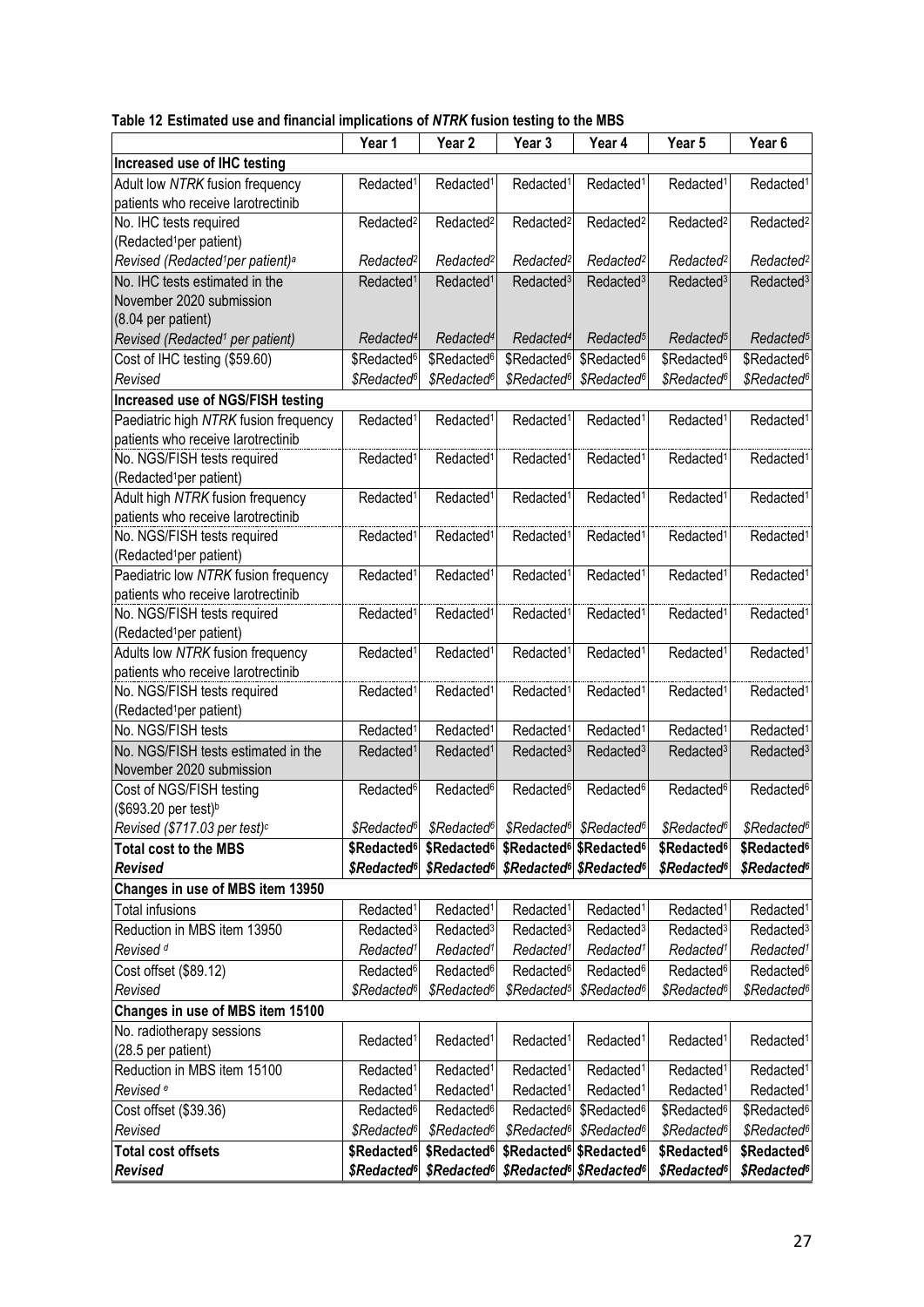**Table 12 Estimated use and financial implications of *NTRK* fusion testing to the MBS**

| | Year 1 | Year 2 | Year 3 | Year 4 | Year 5 | Year 6 |
|---|---|---|---|---|---|---|
| **Increased use of IHC testing** | | | | | | |
| Adult low *NTRK* fusion frequency patients who receive larotrectinib | Redacted[1] | Redacted[1] | Redacted[1] | Redacted[1] | Redacted[1] | Redacted[1] |
| No. IHC tests required (Redacted[1]per patient) | Redacted[2] | Redacted[2] | Redacted[2] | Redacted[2] | Redacted[2] | Redacted[2] |
| *Revised (Redacted[1]per patient)[a]* | *Redacted[2]* | *Redacted[2]* | *Redacted[2]* | *Redacted[2]* | *Redacted[2]* | *Redacted[2]* |
| No. IHC tests estimated in the November 2020 submission (8.04 per patient) | Redacted[1] | Redacted[1] | Redacted[3] | Redacted[3] | Redacted[3] | Redacted[3] |
| *Revised (Redacted[1] per patient)* | *Redacted[4]* | *Redacted[4]* | *Redacted[4]* | *Redacted[5]* | *Redacted[5]* | *Redacted[5]* |
| Cost of IHC testing ($59.60) | $Redacted[6] | $Redacted[6] | $Redacted[6] | $Redacted[6] | $Redacted[6] | $Redacted[6] |
| *Revised* | *$Redacted[6]* | *$Redacted[6]* | *$Redacted[6]* | *$Redacted[6]* | *$Redacted[6]* | *$Redacted[6]* |
| **Increased use of NGS/FISH testing** | | | | | | |
| Paediatric high *NTRK* fusion frequency patients who receive larotrectinib | Redacted[1] | Redacted[1] | Redacted[1] | Redacted[1] | Redacted[1] | Redacted[1] |
| No. NGS/FISH tests required (Redacted[1]per patient) | Redacted[1] | Redacted[1] | Redacted[1] | Redacted[1] | Redacted[1] | Redacted[1] |
| Adult high *NTRK* fusion frequency patients who receive larotrectinib | Redacted[1] | Redacted[1] | Redacted[1] | Redacted[1] | Redacted[1] | Redacted[1] |
| No. NGS/FISH tests required (Redacted[1]per patient) | Redacted[1] | Redacted[1] | Redacted[1] | Redacted[1] | Redacted[1] | Redacted[1] |
| Paediatric low *NTRK* fusion frequency patients who receive larotrectinib | Redacted[1] | Redacted[1] | Redacted[1] | Redacted[1] | Redacted[1] | Redacted[1] |
| No. NGS/FISH tests required (Redacted[1]per patient) | Redacted[1] | Redacted[1] | Redacted[1] | Redacted[1] | Redacted[1] | Redacted[1] |
| Adults low *NTRK* fusion frequency patients who receive larotrectinib | Redacted[1] | Redacted[1] | Redacted[1] | Redacted[1] | Redacted[1] | Redacted[1] |
| No. NGS/FISH tests required (Redacted[1]per patient) | Redacted[1] | Redacted[1] | Redacted[1] | Redacted[1] | Redacted[1] | Redacted[1] |
| No. NGS/FISH tests | Redacted[1] | Redacted[1] | Redacted[1] | Redacted[1] | Redacted[1] | Redacted[1] |
| No. NGS/FISH tests estimated in the November 2020 submission | Redacted[1] | Redacted[1] | Redacted[3] | Redacted[3] | Redacted[3] | Redacted[3] |
| Cost of NGS/FISH testing ($693.20 per test)[b] | Redacted[6] | Redacted[6] | Redacted[6] | Redacted[6] | Redacted[6] | Redacted[6] |
| *Revised ($717.03 per test)[c]* | *$Redacted[6]* | *$Redacted[6]* | *$Redacted[6]* | *$Redacted[6]* | *$Redacted[6]* | *$Redacted[6]* |
| **Total cost to the MBS** | **$Redacted[6]** | **$Redacted[6]** | **$Redacted[6]** | **$Redacted[6]** | **$Redacted[6]** | **$Redacted[6]** |
| ***Revised*** | ***$Redacted[6]*** | ***$Redacted[6]*** | ***$Redacted[6]*** | ***$Redacted[6]*** | ***$Redacted[6]*** | ***$Redacted[6]*** |
| **Changes in use of MBS item 13950** | | | | | | |
| Total infusions | Redacted[1] | Redacted[1] | Redacted[1] | Redacted[1] | Redacted[1] | Redacted[1] |
| Reduction in MBS item 13950 | Redacted[3] | Redacted[3] | Redacted[3] | Redacted[3] | Redacted[3] | Redacted[3] |
| *Revised [d]* | *Redacted[1]* | *Redacted[1]* | *Redacted[1]* | *Redacted[1]* | *Redacted[1]* | *Redacted[1]* |
| Cost offset ($89.12) | Redacted[6] | Redacted[6] | Redacted[6] | Redacted[6] | Redacted[6] | Redacted[6] |
| *Revised* | *$Redacted[6]* | *$Redacted[6]* | *$Redacted[5]* | *$Redacted[6]* | *$Redacted[6]* | *$Redacted[6]* |
| **Changes in use of MBS item 15100** | | | | | | |
| No. radiotherapy sessions (28.5 per patient) | Redacted[1] | Redacted[1] | Redacted[1] | Redacted[1] | Redacted[1] | Redacted[1] |
| Reduction in MBS item 15100 | Redacted[1] | Redacted[1] | Redacted[1] | Redacted[1] | Redacted[1] | Redacted[1] |
| *Revised [e]* | Redacted[1] | Redacted[1] | Redacted[1] | Redacted[1] | Redacted[1] | Redacted[1] |
| Cost offset ($39.36) | Redacted[6] | Redacted[6] | Redacted[6] | $Redacted[6] | $Redacted[6] | $Redacted[6] |
| *Revised* | *$Redacted[6]* | *$Redacted[6]* | *$Redacted[6]* | *$Redacted[6]* | *$Redacted[6]* | *$Redacted[6]* |
| **Total cost offsets** | **$Redacted[6]** | **$Redacted[6]** | **$Redacted[6]** | **$Redacted[6]** | **$Redacted[6]** | **$Redacted[6]** |
| ***Revised*** | ***$Redacted[6]*** | ***$Redacted[6]*** | ***$Redacted[6]*** | ***$Redacted[6]*** | ***$Redacted[6]*** | ***$Redacted[6]*** |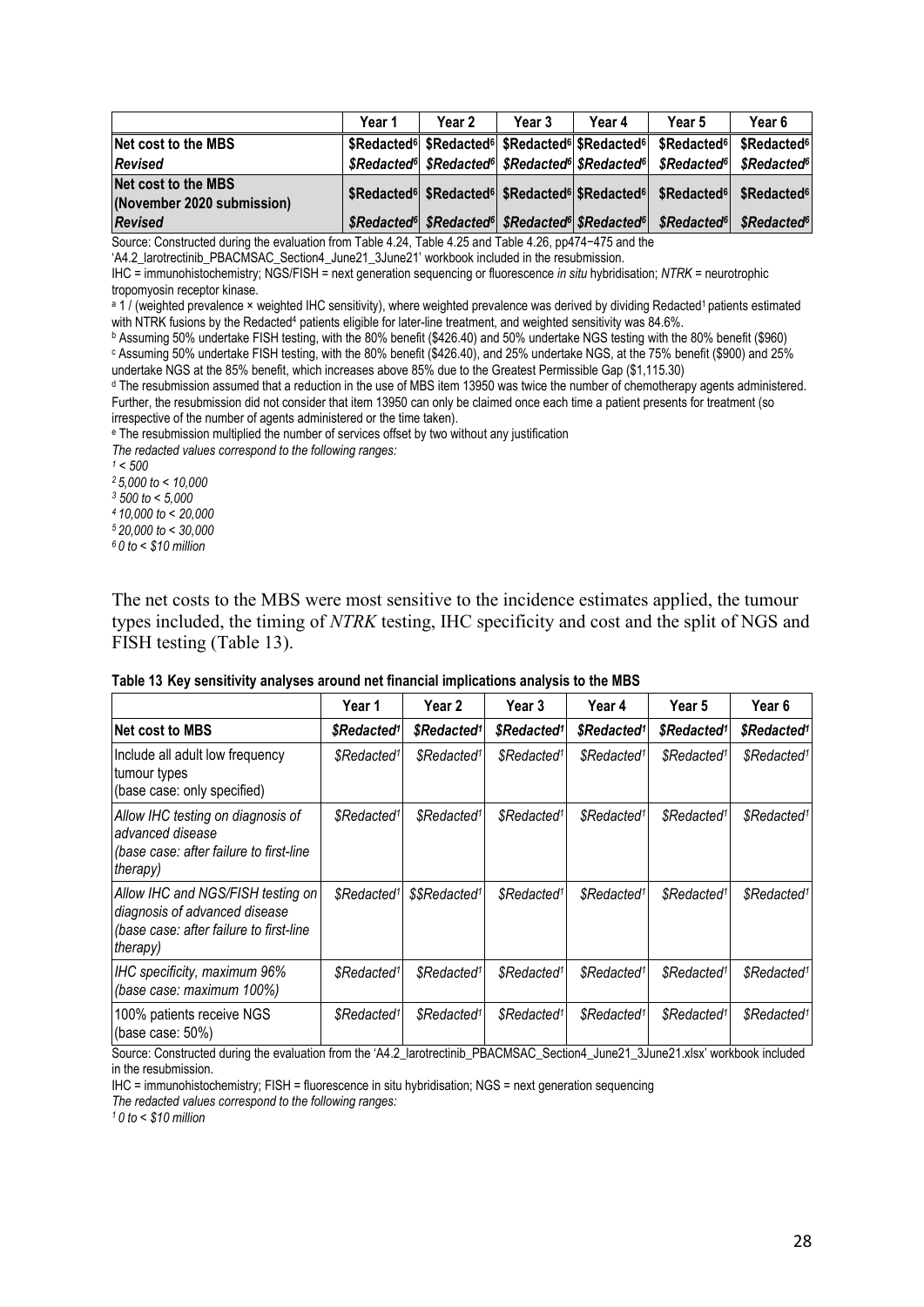| | Year 1 | Year 2 | Year 3 | Year 4 | Year 5 | Year 6 |
|---|---|---|---|---|---|---|
| **Net cost to the MBS** | **$Redacted[6]** | **$Redacted[6]** | **$Redacted[6]** | **$Redacted[6]** | **$Redacted[6]** | **$Redacted[6]** |
| ***Revised*** | ***$Redacted[6]*** | ***$Redacted[6]*** | ***$Redacted[6]*** | ***$Redacted[6]*** | ***$Redacted[6]*** | ***$Redacted[6]*** |
| **Net cost to the MBS (November 2020 submission)** | **$Redacted[6]** | **$Redacted[6]** | **$Redacted[6]** | **$Redacted[6]** | **$Redacted[6]** | **$Redacted[6]** |
| ***Revised*** | ***$Redacted[6]*** | ***$Redacted[6]*** | ***$Redacted[6]*** | ***$Redacted[6]*** | ***$Redacted[6]*** | ***$Redacted[6]*** |

Source: Constructed during the evaluation from Table 4.24, Table 4.25 and Table 4.26, pp474−475 and the 'A4.2_larotrectinib_PBACMSAC_Section4_June21_3June21' workbook included in the resubmission.

IHC = immunohistochemistry; NGS/FISH = next generation sequencing or fluorescence *in situ* hybridisation; *NTRK* = neurotrophic tropomyosin receptor kinase.

[a] 1 / (weighted prevalence × weighted IHC sensitivity), where weighted prevalence was derived by dividing Redacted[1] patients estimated with NTRK fusions by the Redacted[4] patients eligible for later-line treatment, and weighted sensitivity was 84.6%.

[b] Assuming 50% undertake FISH testing, with the 80% benefit ($426.40) and 50% undertake NGS testing with the 80% benefit ($960)

[c] Assuming 50% undertake FISH testing, with the 80% benefit ($426.40), and 25% undertake NGS, at the 75% benefit ($900) and 25% undertake NGS at the 85% benefit, which increases above 85% due to the Greatest Permissible Gap ($1,115.30)

[d] The resubmission assumed that a reduction in the use of MBS item 13950 was twice the number of chemotherapy agents administered. Further, the resubmission did not consider that item 13950 can only be claimed once each time a patient presents for treatment (so irrespective of the number of agents administered or the time taken).

[e] The resubmission multiplied the number of services offset by two without any justification

*The redacted values correspond to the following ranges:*

*[1] < 500*

*[2] 5,000 to < 10,000*

*[3] 500 to < 5,000*

*[4] 10,000 to < 20,000*

*[5] 20,000 to < 30,000*

*[6] 0 to < $10 million*

The net costs to the MBS were most sensitive to the incidence estimates applied, the tumour types included, the timing of *NTRK* testing, IHC specificity and cost and the split of NGS and FISH testing (Table 13).

**Table 13 Key sensitivity analyses around net financial implications analysis to the MBS**

| | Year 1 | Year 2 | Year 3 | Year 4 | Year 5 | Year 6 |
|---|---|---|---|---|---|---|
| **Net cost to MBS** | ***$Redacted[1]*** | ***$Redacted[1]*** | ***$Redacted[1]*** | ***$Redacted[1]*** | ***$Redacted[1]*** | ***$Redacted[1]*** |
| Include all adult low frequency tumour types (base case: only specified) | *$Redacted[1]* | *$Redacted[1]* | *$Redacted[1]* | *$Redacted[1]* | *$Redacted[1]* | *$Redacted[1]* |
| *Allow IHC testing on diagnosis of advanced disease (base case: after failure to first-line therapy)* | *$Redacted[1]* | *$Redacted[1]* | *$Redacted[1]* | *$Redacted[1]* | *$Redacted[1]* | *$Redacted[1]* |
| *Allow IHC and NGS/FISH testing on diagnosis of advanced disease (base case: after failure to first-line therapy)* | *$Redacted[1]* | *$$Redacted[1]* | *$Redacted[1]* | *$Redacted[1]* | *$Redacted[1]* | *$Redacted[1]* |
| *IHC specificity, maximum 96% (base case: maximum 100%)* | *$Redacted[1]* | *$Redacted[1]* | *$Redacted[1]* | *$Redacted[1]* | *$Redacted[1]* | *$Redacted[1]* |
| 100% patients receive NGS (base case: 50%) | *$Redacted[1]* | *$Redacted[1]* | *$Redacted[1]* | *$Redacted[1]* | *$Redacted[1]* | *$Redacted[1]* |

Source: Constructed during the evaluation from the 'A4.2_larotrectinib_PBACMSAC_Section4_June21_3June21.xlsx' workbook included in the resubmission.

IHC = immunohistochemistry; FISH = fluorescence in situ hybridisation; NGS = next generation sequencing

*The redacted values correspond to the following ranges:*

*[1] 0 to < $10 million*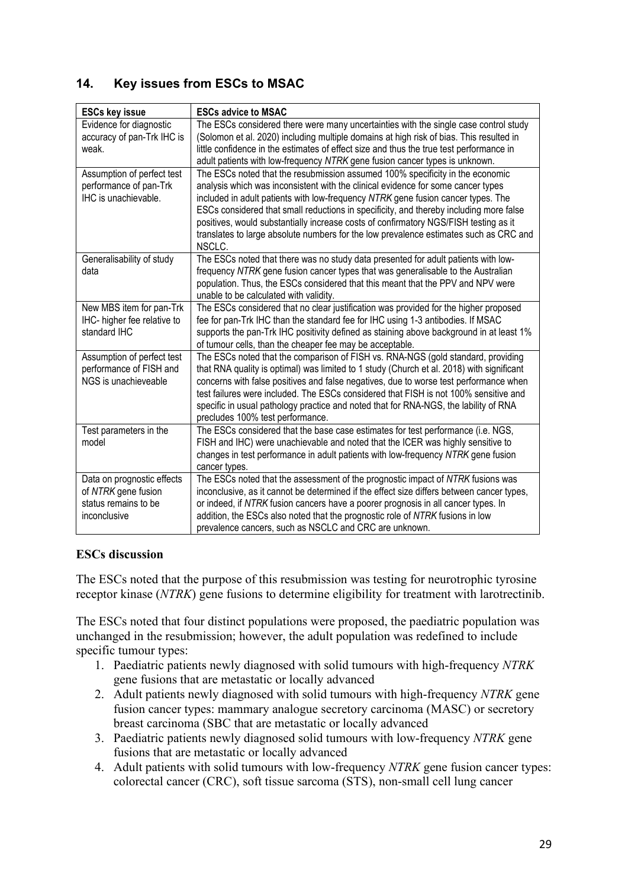## 14. Key issues from ESCs to MSAC

| ESCs key issue | ESCs advice to MSAC |
|---|---|
| Evidence for diagnostic accuracy of pan-Trk IHC is weak. | The ESCs considered there were many uncertainties with the single case control study (Solomon et al. 2020) including multiple domains at high risk of bias. This resulted in little confidence in the estimates of effect size and thus the true test performance in adult patients with low-frequency *NTRK* gene fusion cancer types is unknown. |
| Assumption of perfect test performance of pan-Trk IHC is unachievable. | The ESCs noted that the resubmission assumed 100% specificity in the economic analysis which was inconsistent with the clinical evidence for some cancer types included in adult patients with low-frequency *NTRK* gene fusion cancer types. The ESCs considered that small reductions in specificity, and thereby including more false positives, would substantially increase costs of confirmatory NGS/FISH testing as it translates to large absolute numbers for the low prevalence estimates such as CRC and NSCLC. |
| Generalisability of study data | The ESCs noted that there was no study data presented for adult patients with low-frequency *NTRK* gene fusion cancer types that was generalisable to the Australian population. Thus, the ESCs considered that this meant that the PPV and NPV were unable to be calculated with validity. |
| New MBS item for pan-Trk IHC- higher fee relative to standard IHC | The ESCs considered that no clear justification was provided for the higher proposed fee for pan-Trk IHC than the standard fee for IHC using 1-3 antibodies. If MSAC supports the pan-Trk IHC positivity defined as staining above background in at least 1% of tumour cells, than the cheaper fee may be acceptable. |
| Assumption of perfect test performance of FISH and NGS is unachieveable | The ESCs noted that the comparison of FISH vs. RNA-NGS (gold standard, providing that RNA quality is optimal) was limited to 1 study (Church et al. 2018) with significant concerns with false positives and false negatives, due to worse test performance when test failures were included. The ESCs considered that FISH is not 100% sensitive and specific in usual pathology practice and noted that for RNA-NGS, the lability of RNA precludes 100% test performance. |
| Test parameters in the model | The ESCs considered that the base case estimates for test performance (i.e. NGS, FISH and IHC) were unachievable and noted that the ICER was highly sensitive to changes in test performance in adult patients with low-frequency *NTRK* gene fusion cancer types. |
| Data on prognostic effects of *NTRK* gene fusion status remains to be inconclusive | The ESCs noted that the assessment of the prognostic impact of *NTRK* fusions was inconclusive, as it cannot be determined if the effect size differs between cancer types, or indeed, if *NTRK* fusion cancers have a poorer prognosis in all cancer types. In addition, the ESCs also noted that the prognostic role of *NTRK* fusions in low prevalence cancers, such as NSCLC and CRC are unknown. |

### ESCs discussion

The ESCs noted that the purpose of this resubmission was testing for neurotrophic tyrosine receptor kinase (*NTRK*) gene fusions to determine eligibility for treatment with larotrectinib.

The ESCs noted that four distinct populations were proposed, the paediatric population was unchanged in the resubmission; however, the adult population was redefined to include specific tumour types:

1. Paediatric patients newly diagnosed with solid tumours with high-frequency *NTRK* gene fusions that are metastatic or locally advanced
2. Adult patients newly diagnosed with solid tumours with high-frequency *NTRK* gene fusion cancer types: mammary analogue secretory carcinoma (MASC) or secretory breast carcinoma (SBC that are metastatic or locally advanced
3. Paediatric patients newly diagnosed solid tumours with low-frequency *NTRK* gene fusions that are metastatic or locally advanced
4. Adult patients with solid tumours with low-frequency *NTRK* gene fusion cancer types: colorectal cancer (CRC), soft tissue sarcoma (STS), non-small cell lung cancer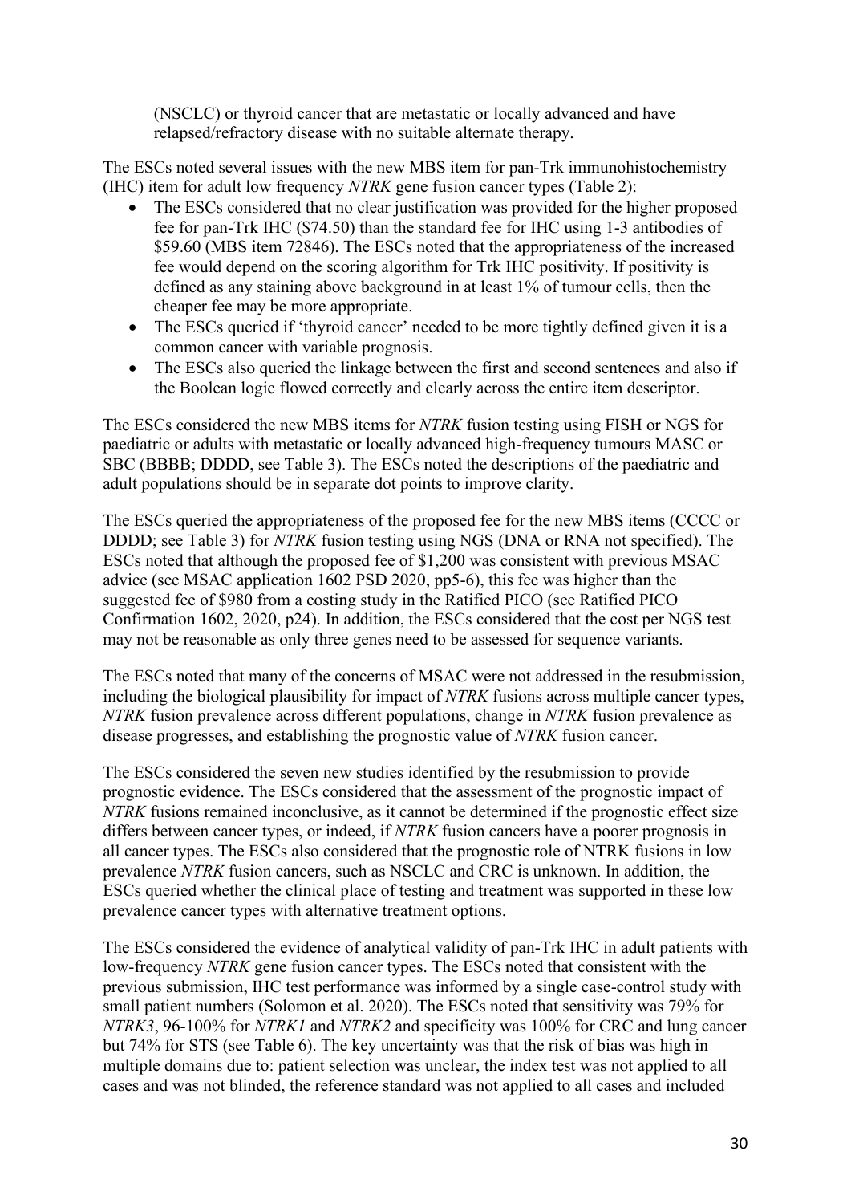(NSCLC) or thyroid cancer that are metastatic or locally advanced and have relapsed/refractory disease with no suitable alternate therapy.

The ESCs noted several issues with the new MBS item for pan-Trk immunohistochemistry (IHC) item for adult low frequency *NTRK* gene fusion cancer types (Table 2):

- The ESCs considered that no clear justification was provided for the higher proposed fee for pan-Trk IHC ($74.50) than the standard fee for IHC using 1-3 antibodies of $59.60 (MBS item 72846). The ESCs noted that the appropriateness of the increased fee would depend on the scoring algorithm for Trk IHC positivity. If positivity is defined as any staining above background in at least 1% of tumour cells, then the cheaper fee may be more appropriate.
- The ESCs queried if 'thyroid cancer' needed to be more tightly defined given it is a common cancer with variable prognosis.
- The ESCs also queried the linkage between the first and second sentences and also if the Boolean logic flowed correctly and clearly across the entire item descriptor.

The ESCs considered the new MBS items for *NTRK* fusion testing using FISH or NGS for paediatric or adults with metastatic or locally advanced high-frequency tumours MASC or SBC (BBBB; DDDD, see Table 3). The ESCs noted the descriptions of the paediatric and adult populations should be in separate dot points to improve clarity.

The ESCs queried the appropriateness of the proposed fee for the new MBS items (CCCC or DDDD; see Table 3) for *NTRK* fusion testing using NGS (DNA or RNA not specified). The ESCs noted that although the proposed fee of $1,200 was consistent with previous MSAC advice (see MSAC application 1602 PSD 2020, pp5-6), this fee was higher than the suggested fee of $980 from a costing study in the Ratified PICO (see Ratified PICO Confirmation 1602, 2020, p24). In addition, the ESCs considered that the cost per NGS test may not be reasonable as only three genes need to be assessed for sequence variants.

The ESCs noted that many of the concerns of MSAC were not addressed in the resubmission, including the biological plausibility for impact of *NTRK* fusions across multiple cancer types, *NTRK* fusion prevalence across different populations, change in *NTRK* fusion prevalence as disease progresses, and establishing the prognostic value of *NTRK* fusion cancer.

The ESCs considered the seven new studies identified by the resubmission to provide prognostic evidence. The ESCs considered that the assessment of the prognostic impact of *NTRK* fusions remained inconclusive, as it cannot be determined if the prognostic effect size differs between cancer types, or indeed, if *NTRK* fusion cancers have a poorer prognosis in all cancer types. The ESCs also considered that the prognostic role of NTRK fusions in low prevalence *NTRK* fusion cancers, such as NSCLC and CRC is unknown. In addition, the ESCs queried whether the clinical place of testing and treatment was supported in these low prevalence cancer types with alternative treatment options.

The ESCs considered the evidence of analytical validity of pan-Trk IHC in adult patients with low-frequency *NTRK* gene fusion cancer types. The ESCs noted that consistent with the previous submission, IHC test performance was informed by a single case-control study with small patient numbers (Solomon et al. 2020). The ESCs noted that sensitivity was 79% for *NTRK3*, 96-100% for *NTRK1* and *NTRK2* and specificity was 100% for CRC and lung cancer but 74% for STS (see Table 6). The key uncertainty was that the risk of bias was high in multiple domains due to: patient selection was unclear, the index test was not applied to all cases and was not blinded, the reference standard was not applied to all cases and included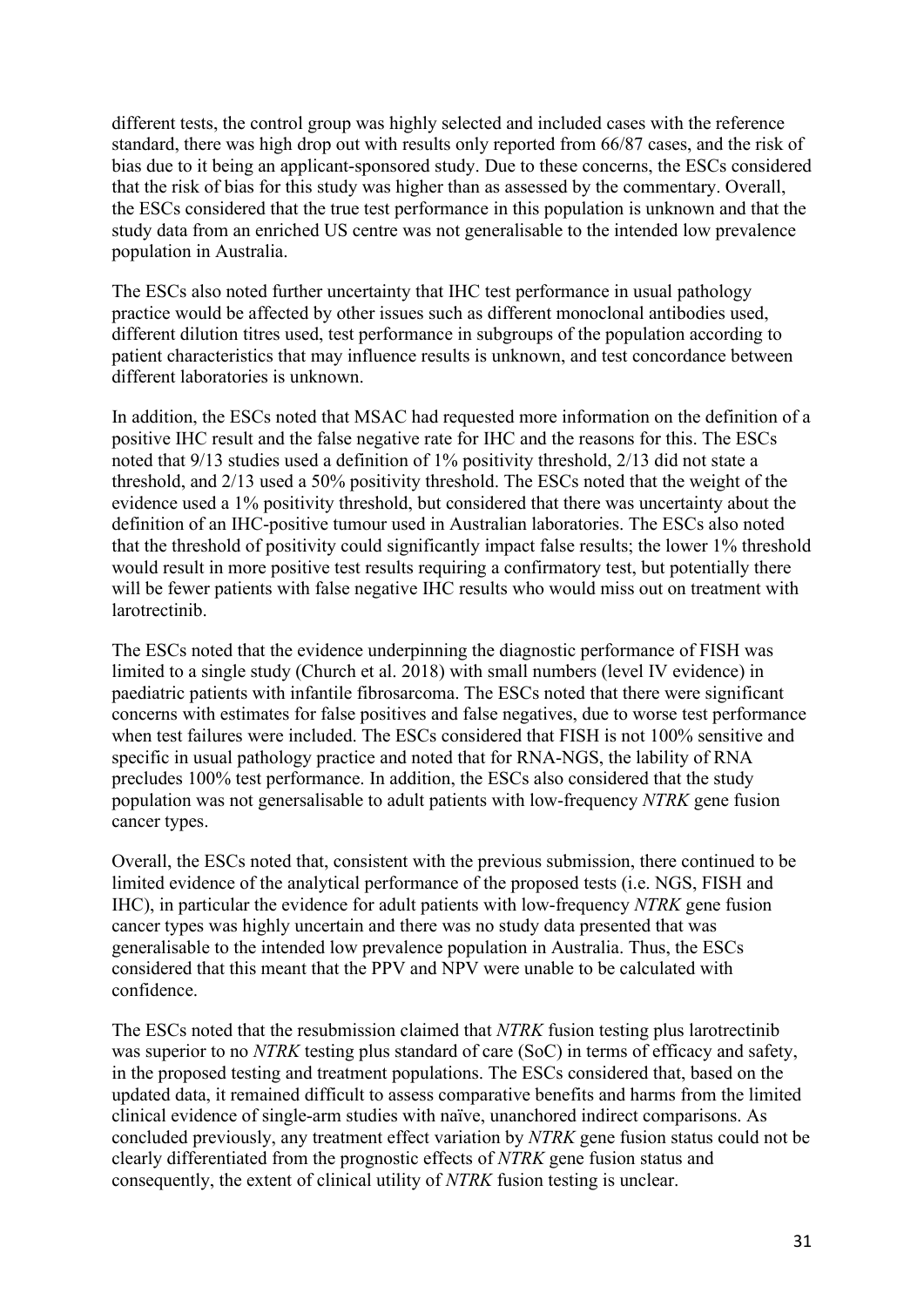different tests, the control group was highly selected and included cases with the reference standard, there was high drop out with results only reported from 66/87 cases, and the risk of bias due to it being an applicant-sponsored study. Due to these concerns, the ESCs considered that the risk of bias for this study was higher than as assessed by the commentary. Overall, the ESCs considered that the true test performance in this population is unknown and that the study data from an enriched US centre was not generalisable to the intended low prevalence population in Australia.

The ESCs also noted further uncertainty that IHC test performance in usual pathology practice would be affected by other issues such as different monoclonal antibodies used, different dilution titres used, test performance in subgroups of the population according to patient characteristics that may influence results is unknown, and test concordance between different laboratories is unknown.

In addition, the ESCs noted that MSAC had requested more information on the definition of a positive IHC result and the false negative rate for IHC and the reasons for this. The ESCs noted that 9/13 studies used a definition of 1% positivity threshold, 2/13 did not state a threshold, and 2/13 used a 50% positivity threshold. The ESCs noted that the weight of the evidence used a 1% positivity threshold, but considered that there was uncertainty about the definition of an IHC-positive tumour used in Australian laboratories. The ESCs also noted that the threshold of positivity could significantly impact false results; the lower 1% threshold would result in more positive test results requiring a confirmatory test, but potentially there will be fewer patients with false negative IHC results who would miss out on treatment with larotrectinib.

The ESCs noted that the evidence underpinning the diagnostic performance of FISH was limited to a single study (Church et al. 2018) with small numbers (level IV evidence) in paediatric patients with infantile fibrosarcoma. The ESCs noted that there were significant concerns with estimates for false positives and false negatives, due to worse test performance when test failures were included. The ESCs considered that FISH is not 100% sensitive and specific in usual pathology practice and noted that for RNA-NGS, the lability of RNA precludes 100% test performance. In addition, the ESCs also considered that the study population was not genersalisable to adult patients with low-frequency *NTRK* gene fusion cancer types.

Overall, the ESCs noted that, consistent with the previous submission, there continued to be limited evidence of the analytical performance of the proposed tests (i.e. NGS, FISH and IHC), in particular the evidence for adult patients with low-frequency *NTRK* gene fusion cancer types was highly uncertain and there was no study data presented that was generalisable to the intended low prevalence population in Australia. Thus, the ESCs considered that this meant that the PPV and NPV were unable to be calculated with confidence.

The ESCs noted that the resubmission claimed that *NTRK* fusion testing plus larotrectinib was superior to no *NTRK* testing plus standard of care (SoC) in terms of efficacy and safety, in the proposed testing and treatment populations. The ESCs considered that, based on the updated data, it remained difficult to assess comparative benefits and harms from the limited clinical evidence of single-arm studies with naïve, unanchored indirect comparisons. As concluded previously, any treatment effect variation by *NTRK* gene fusion status could not be clearly differentiated from the prognostic effects of *NTRK* gene fusion status and consequently, the extent of clinical utility of *NTRK* fusion testing is unclear.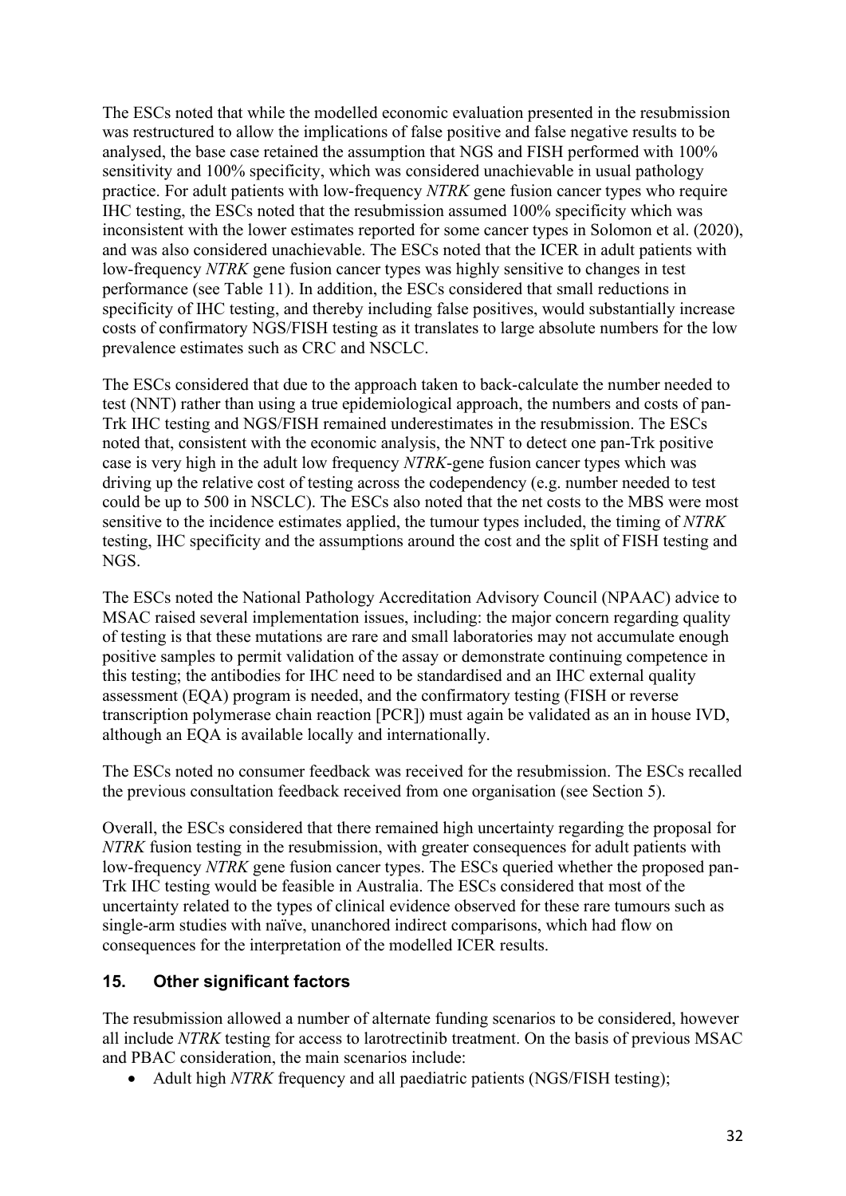The ESCs noted that while the modelled economic evaluation presented in the resubmission was restructured to allow the implications of false positive and false negative results to be analysed, the base case retained the assumption that NGS and FISH performed with 100% sensitivity and 100% specificity, which was considered unachievable in usual pathology practice. For adult patients with low-frequency *NTRK* gene fusion cancer types who require IHC testing, the ESCs noted that the resubmission assumed 100% specificity which was inconsistent with the lower estimates reported for some cancer types in Solomon et al. (2020), and was also considered unachievable. The ESCs noted that the ICER in adult patients with low-frequency *NTRK* gene fusion cancer types was highly sensitive to changes in test performance (see Table 11). In addition, the ESCs considered that small reductions in specificity of IHC testing, and thereby including false positives, would substantially increase costs of confirmatory NGS/FISH testing as it translates to large absolute numbers for the low prevalence estimates such as CRC and NSCLC.

The ESCs considered that due to the approach taken to back-calculate the number needed to test (NNT) rather than using a true epidemiological approach, the numbers and costs of pan-Trk IHC testing and NGS/FISH remained underestimates in the resubmission. The ESCs noted that, consistent with the economic analysis, the NNT to detect one pan-Trk positive case is very high in the adult low frequency *NTRK*-gene fusion cancer types which was driving up the relative cost of testing across the codependency (e.g. number needed to test could be up to 500 in NSCLC). The ESCs also noted that the net costs to the MBS were most sensitive to the incidence estimates applied, the tumour types included, the timing of *NTRK* testing, IHC specificity and the assumptions around the cost and the split of FISH testing and NGS.

The ESCs noted the National Pathology Accreditation Advisory Council (NPAAC) advice to MSAC raised several implementation issues, including: the major concern regarding quality of testing is that these mutations are rare and small laboratories may not accumulate enough positive samples to permit validation of the assay or demonstrate continuing competence in this testing; the antibodies for IHC need to be standardised and an IHC external quality assessment (EQA) program is needed, and the confirmatory testing (FISH or reverse transcription polymerase chain reaction [PCR]) must again be validated as an in house IVD, although an EQA is available locally and internationally.

The ESCs noted no consumer feedback was received for the resubmission. The ESCs recalled the previous consultation feedback received from one organisation (see Section 5).

Overall, the ESCs considered that there remained high uncertainty regarding the proposal for *NTRK* fusion testing in the resubmission, with greater consequences for adult patients with low-frequency *NTRK* gene fusion cancer types. The ESCs queried whether the proposed pan-Trk IHC testing would be feasible in Australia. The ESCs considered that most of the uncertainty related to the types of clinical evidence observed for these rare tumours such as single-arm studies with naïve, unanchored indirect comparisons, which had flow on consequences for the interpretation of the modelled ICER results.

## 15. Other significant factors

The resubmission allowed a number of alternate funding scenarios to be considered, however all include *NTRK* testing for access to larotrectinib treatment. On the basis of previous MSAC and PBAC consideration, the main scenarios include:

- Adult high *NTRK* frequency and all paediatric patients (NGS/FISH testing);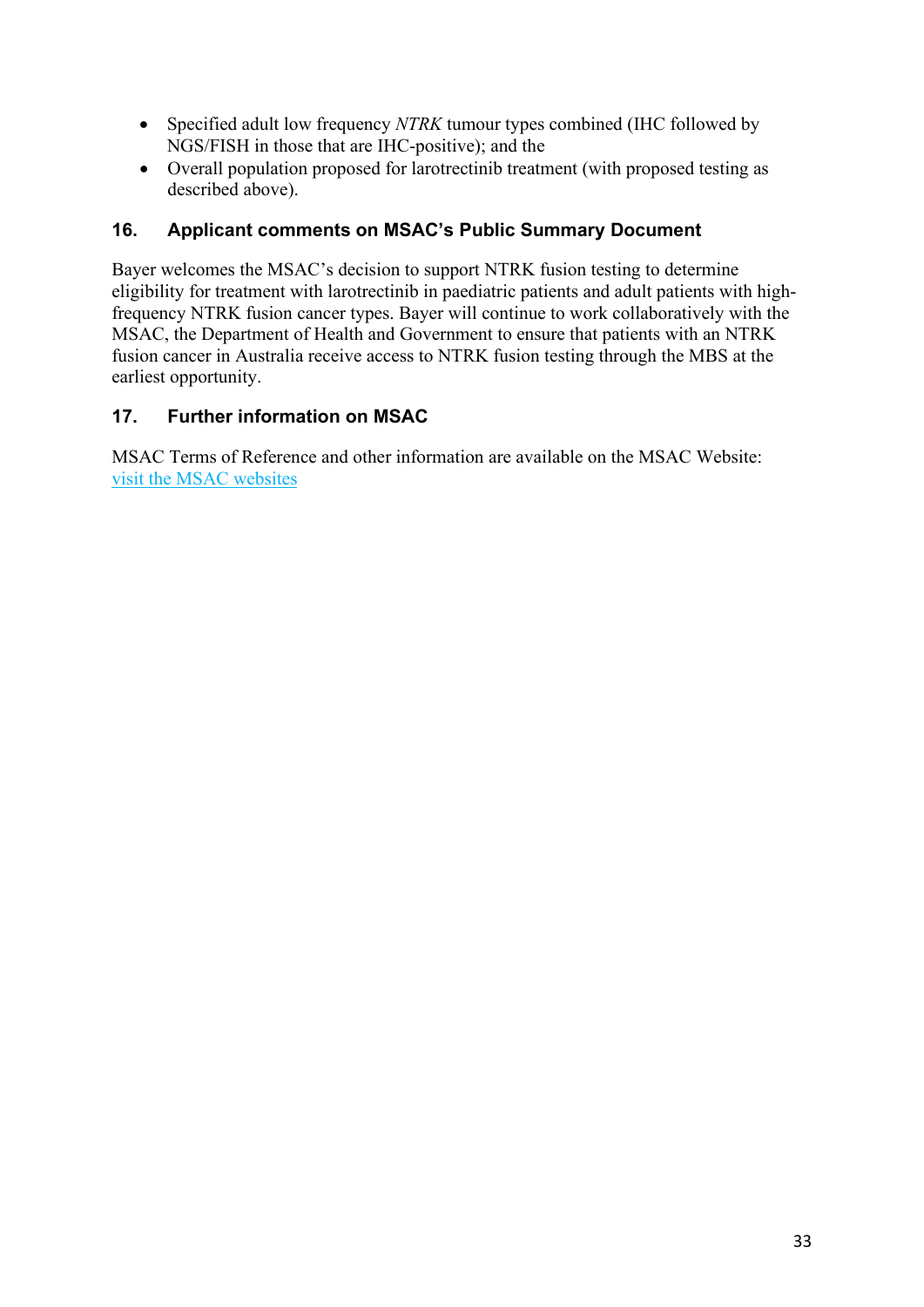- Specified adult low frequency *NTRK* tumour types combined (IHC followed by NGS/FISH in those that are IHC-positive); and the
- Overall population proposed for larotrectinib treatment (with proposed testing as described above).

## 16. Applicant comments on MSAC's Public Summary Document

Bayer welcomes the MSAC's decision to support NTRK fusion testing to determine eligibility for treatment with larotrectinib in paediatric patients and adult patients with high-frequency NTRK fusion cancer types. Bayer will continue to work collaboratively with the MSAC, the Department of Health and Government to ensure that patients with an NTRK fusion cancer in Australia receive access to NTRK fusion testing through the MBS at the earliest opportunity.

## 17. Further information on MSAC

MSAC Terms of Reference and other information are available on the MSAC Website: [visit the MSAC websites]